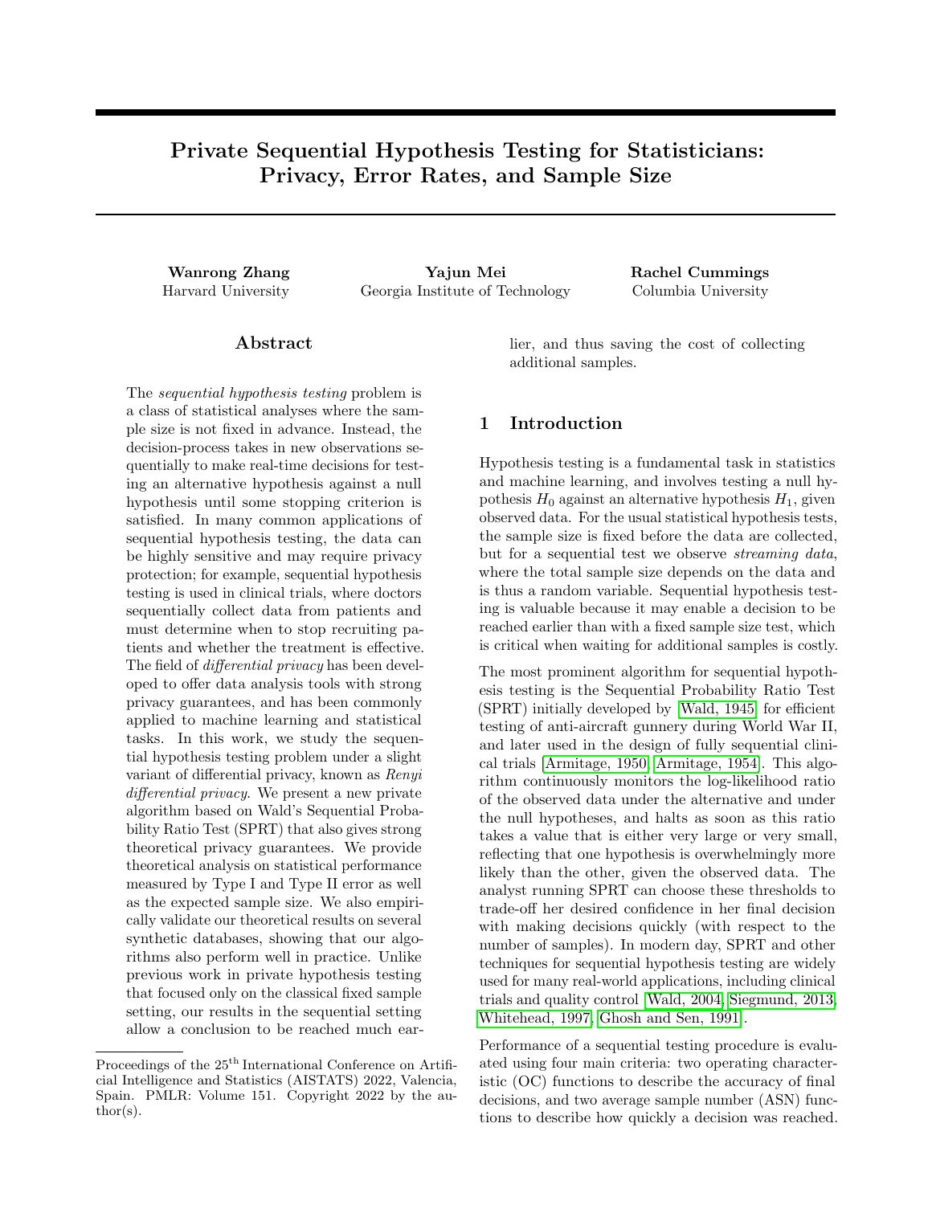# Private Sequential Hypothesis Testing for Statisticians: Privacy, Error Rates, and Sample Size

**Wanrong Zhang**
Harvard University

**Yajun Mei**
Georgia Institute of Technology

**Rachel Cummings**
Columbia University

## Abstract

The *sequential hypothesis testing* problem is a class of statistical analyses where the sample size is not fixed in advance. Instead, the decision-process takes in new observations sequentially to make real-time decisions for testing an alternative hypothesis against a null hypothesis until some stopping criterion is satisfied. In many common applications of sequential hypothesis testing, the data can be highly sensitive and may require privacy protection; for example, sequential hypothesis testing is used in clinical trials, where doctors sequentially collect data from patients and must determine when to stop recruiting patients and whether the treatment is effective. The field of *differential privacy* has been developed to offer data analysis tools with strong privacy guarantees, and has been commonly applied to machine learning and statistical tasks. In this work, we study the sequential hypothesis testing problem under a slight variant of differential privacy, known as *Renyi differential privacy*. We present a new private algorithm based on Wald's Sequential Probability Ratio Test (SPRT) that also gives strong theoretical privacy guarantees. We provide theoretical analysis on statistical performance measured by Type I and Type II error as well as the expected sample size. We also empirically validate our theoretical results on several synthetic databases, showing that our algorithms also perform well in practice. Unlike previous work in private hypothesis testing that focused only on the classical fixed sample setting, our results in the sequential setting allow a conclusion to be reached much earlier, and thus saving the cost of collecting additional samples.

## 1 Introduction

Hypothesis testing is a fundamental task in statistics and machine learning, and involves testing a null hypothesis $H_0$ against an alternative hypothesis $H_1$, given observed data. For the usual statistical hypothesis tests, the sample size is fixed before the data are collected, but for a sequential test we observe *streaming data*, where the total sample size depends on the data and is thus a random variable. Sequential hypothesis testing is valuable because it may enable a decision to be reached earlier than with a fixed sample size test, which is critical when waiting for additional samples is costly.

The most prominent algorithm for sequential hypothesis testing is the Sequential Probability Ratio Test (SPRT) initially developed by [Wald, 1945] for efficient testing of anti-aircraft gunnery during World War II, and later used in the design of fully sequential clinical trials [Armitage, 1950, Armitage, 1954]. This algorithm continuously monitors the log-likelihood ratio of the observed data under the alternative and under the null hypotheses, and halts as soon as this ratio takes a value that is either very large or very small, reflecting that one hypothesis is overwhelmingly more likely than the other, given the observed data. The analyst running SPRT can choose these thresholds to trade-off her desired confidence in her final decision with making decisions quickly (with respect to the number of samples). In modern day, SPRT and other techniques for sequential hypothesis testing are widely used for many real-world applications, including clinical trials and quality control [Wald, 2004, Siegmund, 2013, Whitehead, 1997, Ghosh and Sen, 1991].

Performance of a sequential testing procedure is evaluated using four main criteria: two operating characteristic (OC) functions to describe the accuracy of final decisions, and two average sample number (ASN) functions to describe how quickly a decision was reached.

Proceedings of the 25[th] International Conference on Artificial Intelligence and Statistics (AISTATS) 2022, Valencia, Spain. PMLR: Volume 151. Copyright 2022 by the author(s).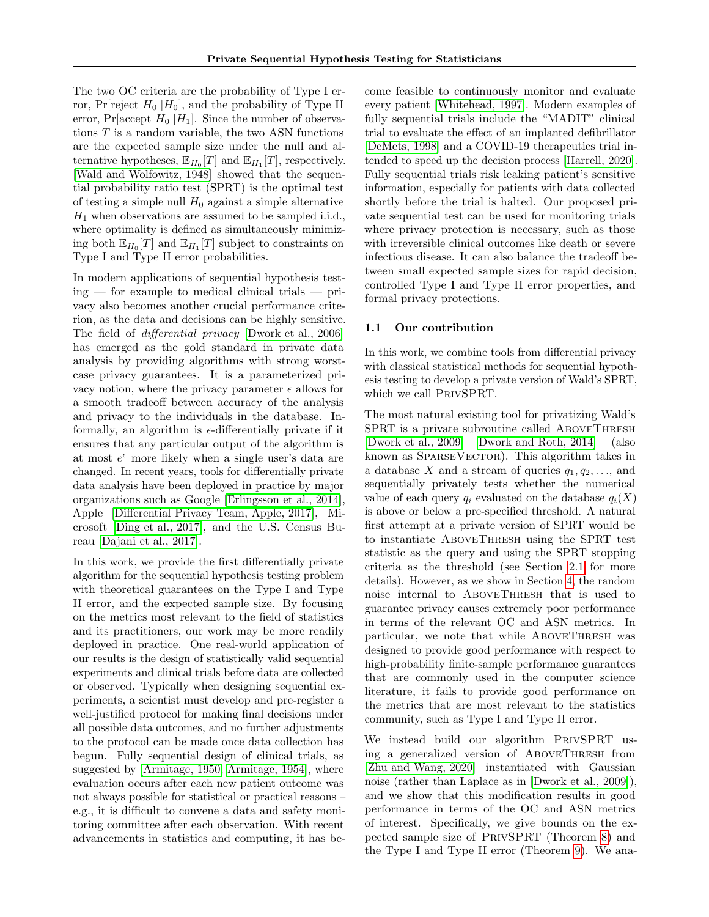The two OC criteria are the probability of Type I error, Pr[reject $H_0$ $|H_0]$, and the probability of Type II error, Pr[accept $H_0$ $|H_1]$. Since the number of observations $T$ is a random variable, the two ASN functions are the expected sample size under the null and alternative hypotheses, $\mathbb{E}_{H_0}[T]$ and $\mathbb{E}_{H_1}[T]$, respectively. [Wald and Wolfowitz, 1948] showed that the sequential probability ratio test (SPRT) is the optimal test of testing a simple null $H_0$ against a simple alternative $H_1$ when observations are assumed to be sampled i.i.d., where optimality is defined as simultaneously minimizing both $\mathbb{E}_{H_0}[T]$ and $\mathbb{E}_{H_1}[T]$ subject to constraints on Type I and Type II error probabilities.

In modern applications of sequential hypothesis testing — for example to medical clinical trials — privacy also becomes another crucial performance criterion, as the data and decisions can be highly sensitive. The field of *differential privacy* [Dwork et al., 2006] has emerged as the gold standard in private data analysis by providing algorithms with strong worst-case privacy guarantees. It is a parameterized privacy notion, where the privacy parameter $\epsilon$ allows for a smooth tradeoff between accuracy of the analysis and privacy to the individuals in the database. Informally, an algorithm is $\epsilon$-differentially private if it ensures that any particular output of the algorithm is at most $e^\epsilon$ more likely when a single user's data are changed. In recent years, tools for differentially private data analysis have been deployed in practice by major organizations such as Google [Erlingsson et al., 2014], Apple [Differential Privacy Team, Apple, 2017], Microsoft [Ding et al., 2017], and the U.S. Census Bureau [Dajani et al., 2017].

In this work, we provide the first differentially private algorithm for the sequential hypothesis testing problem with theoretical guarantees on the Type I and Type II error, and the expected sample size. By focusing on the metrics most relevant to the field of statistics and its practitioners, our work may be more readily deployed in practice. One real-world application of our results is the design of statistically valid sequential experiments and clinical trials before data are collected or observed. Typically when designing sequential experiments, a scientist must develop and pre-register a well-justified protocol for making final decisions under all possible data outcomes, and no further adjustments to the protocol can be made once data collection has begun. Fully sequential design of clinical trials, as suggested by [Armitage, 1950, Armitage, 1954], where evaluation occurs after each new patient outcome was not always possible for statistical or practical reasons – e.g., it is difficult to convene a data and safety monitoring committee after each observation. With recent advancements in statistics and computing, it has become feasible to continuously monitor and evaluate every patient [Whitehead, 1997]. Modern examples of fully sequential trials include the "MADIT" clinical trial to evaluate the effect of an implanted defibrillator [DeMets, 1998] and a COVID-19 therapeutics trial intended to speed up the decision process [Harrell, 2020]. Fully sequential trials risk leaking patient's sensitive information, especially for patients with data collected shortly before the trial is halted. Our proposed private sequential test can be used for monitoring trials where privacy protection is necessary, such as those with irreversible clinical outcomes like death or severe infectious disease. It can also balance the tradeoff between small expected sample sizes for rapid decision, controlled Type I and Type II error properties, and formal privacy protections.

### 1.1 Our contribution

In this work, we combine tools from differential privacy with classical statistical methods for sequential hypothesis testing to develop a private version of Wald's SPRT, which we call PrivSPRT.

The most natural existing tool for privatizing Wald's SPRT is a private subroutine called AboveThresh [Dwork et al., 2009, Dwork and Roth, 2014] (also known as SparseVector). This algorithm takes in a database $X$ and a stream of queries $q_1, q_2, \ldots$, and sequentially privately tests whether the numerical value of each query $q_i$ evaluated on the database $q_i(X)$ is above or below a pre-specified threshold. A natural first attempt at a private version of SPRT would be to instantiate AboveThresh using the SPRT test statistic as the query and using the SPRT stopping criteria as the threshold (see Section 2.1 for more details). However, as we show in Section 4, the random noise internal to AboveThresh that is used to guarantee privacy causes extremely poor performance in terms of the relevant OC and ASN metrics. In particular, we note that while AboveThresh was designed to provide good performance with respect to high-probability finite-sample performance guarantees that are commonly used in the computer science literature, it fails to provide good performance on the metrics that are most relevant to the statistics community, such as Type I and Type II error.

We instead build our algorithm PrivSPRT using a generalized version of AboveThresh from [Zhu and Wang, 2020] instantiated with Gaussian noise (rather than Laplace as in [Dwork et al., 2009]), and we show that this modification results in good performance in terms of the OC and ASN metrics of interest. Specifically, we give bounds on the expected sample size of PrivSPRT (Theorem 8) and the Type I and Type II error (Theorem 9). We ana-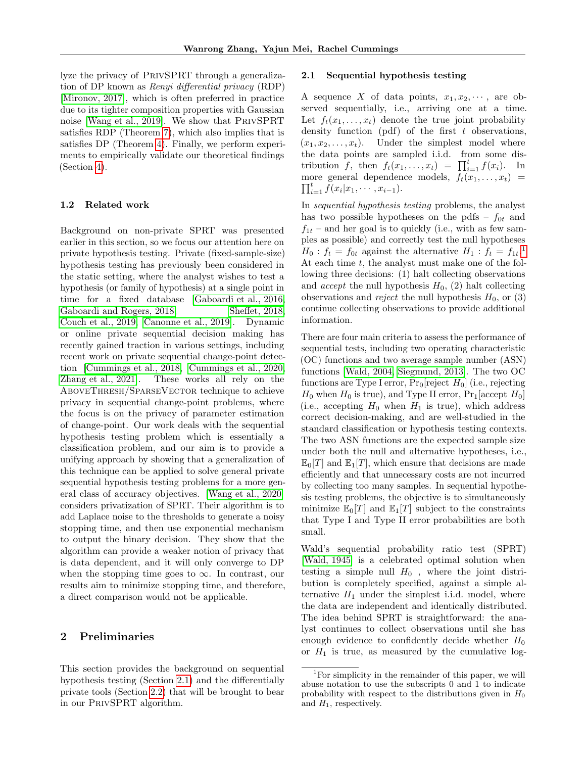lyze the privacy of PrivSPRT through a generalization of DP known as *Renyi differential privacy* (RDP) [Mironov, 2017], which is often preferred in practice due to its tighter composition properties with Gaussian noise [Wang et al., 2019]. We show that PrivSPRT satisfies RDP (Theorem 7), which also implies that is satisfies DP (Theorem 4). Finally, we perform experiments to empirically validate our theoretical findings (Section 4).

### 1.2 Related work

Background on non-private SPRT was presented earlier in this section, so we focus our attention here on private hypothesis testing. Private (fixed-sample-size) hypothesis testing has previously been considered in the static setting, where the analyst wishes to test a hypothesis (or family of hypothesis) at a single point in time for a fixed database [Gaboardi et al., 2016, Gaboardi and Rogers, 2018, Sheffet, 2018, Couch et al., 2019, Canonne et al., 2019]. Dynamic or online private sequential decision making has recently gained traction in various settings, including recent work on private sequential change-point detection [Cummings et al., 2018, Cummings et al., 2020, Zhang et al., 2021]. These works all rely on the AboveThresh/SparseVector technique to achieve privacy in sequential change-point problems, where the focus is on the privacy of parameter estimation of change-point. Our work deals with the sequential hypothesis testing problem which is essentially a classification problem, and our aim is to provide a unifying approach by showing that a generalization of this technique can be applied to solve general private sequential hypothesis testing problems for a more general class of accuracy objectives. [Wang et al., 2020] considers privatization of SPRT. Their algorithm is to add Laplace noise to the thresholds to generate a noisy stopping time, and then use exponential mechanism to output the binary decision. They show that the algorithm can provide a weaker notion of privacy that is data dependent, and it will only converge to DP when the stopping time goes to $\infty$. In contrast, our results aim to minimize stopping time, and therefore, a direct comparison would not be applicable.

## 2 Preliminaries

This section provides the background on sequential hypothesis testing (Section 2.1) and the differentially private tools (Section 2.2) that will be brought to bear in our PrivSPRT algorithm.

### 2.1 Sequential hypothesis testing

A sequence $X$ of data points, $x_1, x_2, \cdots$, are observed sequentially, i.e., arriving one at a time. Let $f_t(x_1, \ldots, x_t)$ denote the true joint probability density function (pdf) of the first $t$ observations, $(x_1, x_2, \ldots, x_t)$. Under the simplest model where the data points are sampled i.i.d. from some distribution $f$, then $f_t(x_1, \ldots, x_t) = \prod_{i=1}^{t} f(x_i)$. In more general dependence models, $f_t(x_1, \ldots, x_t) = \prod_{i=1}^{t} f(x_i | x_1, \cdots, x_{i-1})$.

In *sequential hypothesis testing* problems, the analyst has two possible hypotheses on the pdfs – $f_{0t}$ and $f_{1t}$ – and her goal is to quickly (i.e., with as few samples as possible) and correctly test the null hypotheses $H_0 : f_t = f_{0t}$ against the alternative $H_1 : f_t = f_{1t}$.[1] At each time $t$, the analyst must make one of the following three decisions: (1) halt collecting observations and *accept* the null hypothesis $H_0$, (2) halt collecting observations and *reject* the null hypothesis $H_0$, or (3) continue collecting observations to provide additional information.

There are four main criteria to assess the performance of sequential tests, including two operating characteristic (OC) functions and two average sample number (ASN) functions [Wald, 2004, Siegmund, 2013]. The two OC functions are Type I error, $\Pr_0$[reject $H_0$] (i.e., rejecting $H_0$ when $H_0$ is true), and Type II error, $\Pr_1$[accept $H_0$] (i.e., accepting $H_0$ when $H_1$ is true), which address correct decision-making, and are well-studied in the standard classification or hypothesis testing contexts. The two ASN functions are the expected sample size under both the null and alternative hypotheses, i.e., $\mathbb{E}_0[T]$ and $\mathbb{E}_1[T]$, which ensure that decisions are made efficiently and that unnecessary costs are not incurred by collecting too many samples. In sequential hypothesis testing problems, the objective is to simultaneously minimize $\mathbb{E}_0[T]$ and $\mathbb{E}_1[T]$ subject to the constraints that Type I and Type II error probabilities are both small.

Wald's sequential probability ratio test (SPRT) [Wald, 1945] is a celebrated optimal solution when testing a simple null $H_0$ , where the joint distribution is completely specified, against a simple alternative $H_1$ under the simplest i.i.d. model, where the data are independent and identically distributed. The idea behind SPRT is straightforward: the analyst continues to collect observations until she has enough evidence to confidently decide whether $H_0$ or $H_1$ is true, as measured by the cumulative log-

[1] For simplicity in the remainder of this paper, we will abuse notation to use the subscripts 0 and 1 to indicate probability with respect to the distributions given in $H_0$ and $H_1$, respectively.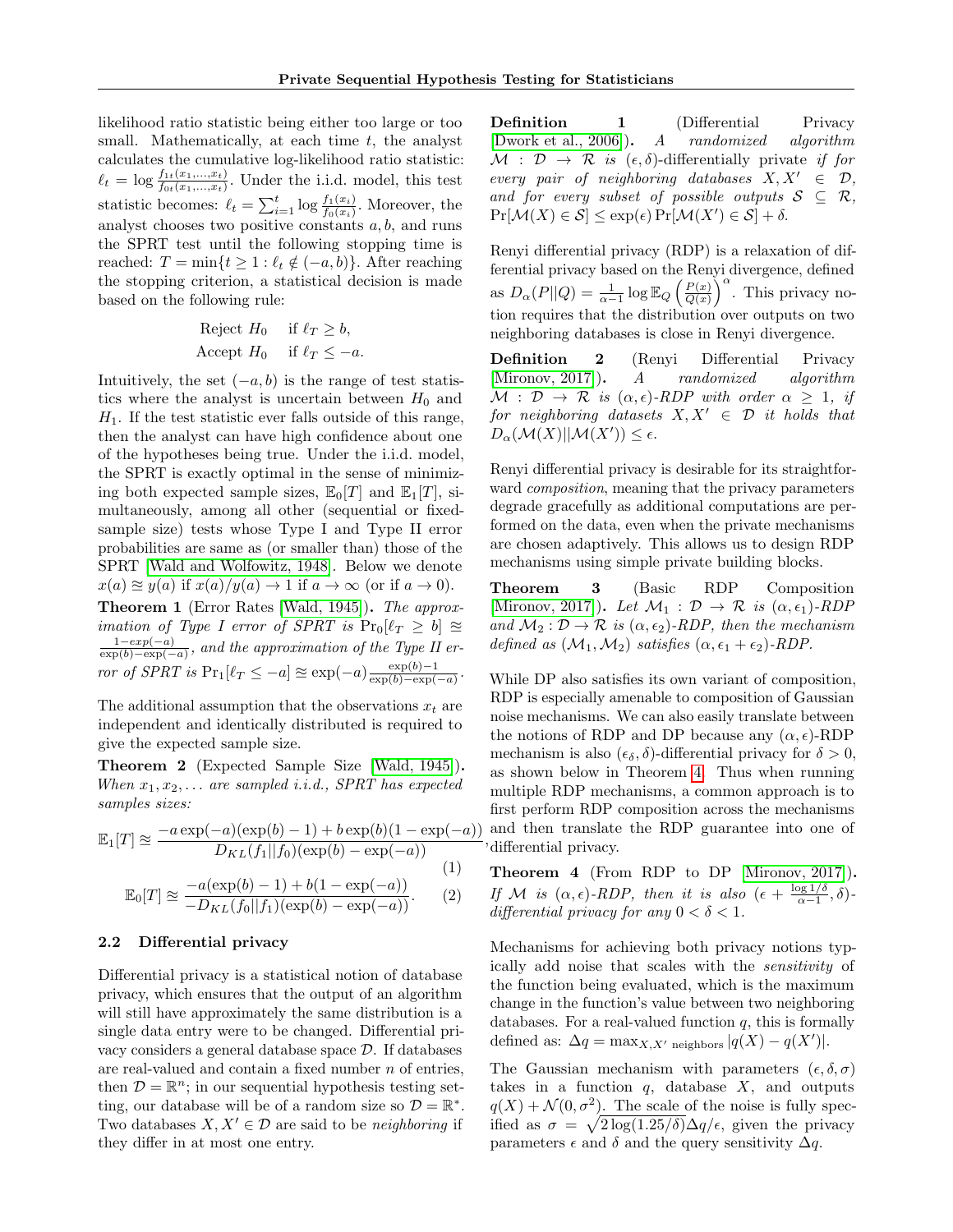likelihood ratio statistic being either too large or too small. Mathematically, at each time $t$, the analyst calculates the cumulative log-likelihood ratio statistic: $\ell_t = \log \frac{f_{1t}(x_1,\ldots,x_t)}{f_{0t}(x_1,\ldots,x_t)}$. Under the i.i.d. model, this test statistic becomes: $\ell_t = \sum_{i=1}^{t} \log \frac{f_1(x_i)}{f_0(x_i)}$. Moreover, the analyst chooses two positive constants $a, b$, and runs the SPRT test until the following stopping time is reached: $T = \min\{t \geq 1 : \ell_t \notin (-a, b)\}$. After reaching the stopping criterion, a statistical decision is made based on the following rule:

$$\begin{aligned} \text{Reject } H_0 &\quad \text{if } \ell_T \geq b, \\ \text{Accept } H_0 &\quad \text{if } \ell_T \leq -a. \end{aligned}$$

Intuitively, the set $(-a, b)$ is the range of test statistics where the analyst is uncertain between $H_0$ and $H_1$. If the test statistic ever falls outside of this range, then the analyst can have high confidence about one of the hypotheses being true. Under the i.i.d. model, the SPRT is exactly optimal in the sense of minimizing both expected sample sizes, $\mathbb{E}_0[T]$ and $\mathbb{E}_1[T]$, simultaneously, among all other (sequential or fixed-sample size) tests whose Type I and Type II error probabilities are same as (or smaller than) those of the SPRT [Wald and Wolfowitz, 1948]. Below we denote $x(a) \approxeq y(a)$ if $x(a)/y(a) \to 1$ if $a \to \infty$ (or if $a \to 0$).

**Theorem 1** (Error Rates [Wald, 1945]). *The approximation of Type I error of SPRT is* $\Pr_0[\ell_T \geq b] \approxeq \frac{1-exp(-a)}{\exp(b)-\exp(-a)}$, *and the approximation of the Type II error of SPRT is* $\Pr_1[\ell_T \leq -a] \approxeq \exp(-a)\frac{\exp(b)-1}{\exp(b)-\exp(-a)}$.

The additional assumption that the observations $x_t$ are independent and identically distributed is required to give the expected sample size.

**Theorem 2** (Expected Sample Size [Wald, 1945]). *When $x_1, x_2, \ldots$ are sampled i.i.d., SPRT has expected samples sizes:*

$$\mathbb{E}_1[T] \approxeq \frac{-a\exp(-a)(\exp(b)-1) + b\exp(b)(1-\exp(-a))}{D_{KL}(f_1||f_0)(\exp(b)-\exp(-a))}, \tag{1}$$

$$\mathbb{E}_0[T] \approxeq \frac{-a(\exp(b)-1) + b(1-\exp(-a))}{-D_{KL}(f_0||f_1)(\exp(b)-\exp(-a))}. \tag{2}$$

### 2.2 Differential privacy

Differential privacy is a statistical notion of database privacy, which ensures that the output of an algorithm will still have approximately the same distribution is a single data entry were to be changed. Differential privacy considers a general database space $\mathcal{D}$. If databases are real-valued and contain a fixed number $n$ of entries, then $\mathcal{D} = \mathbb{R}^n$; in our sequential hypothesis testing setting, our database will be of a random size so $\mathcal{D} = \mathbb{R}^*$. Two databases $X, X' \in \mathcal{D}$ are said to be *neighboring* if they differ in at most one entry.

**Definition 1** (Differential Privacy [Dwork et al., 2006]). *A randomized algorithm $\mathcal{M} : \mathcal{D} \to \mathcal{R}$ is* $(\epsilon, \delta)$-differentially private *if for every pair of neighboring databases $X, X' \in \mathcal{D}$, and for every subset of possible outputs $\mathcal{S} \subseteq \mathcal{R}$,* $\Pr[\mathcal{M}(X) \in \mathcal{S}] \leq \exp(\epsilon)\Pr[\mathcal{M}(X') \in \mathcal{S}] + \delta$.

Renyi differential privacy (RDP) is a relaxation of differential privacy based on the Renyi divergence, defined as $D_\alpha(P||Q) = \frac{1}{\alpha-1}\log \mathbb{E}_Q\left(\frac{P(x)}{Q(x)}\right)^\alpha$. This privacy notion requires that the distribution over outputs on two neighboring databases is close in Renyi divergence.

**Definition 2** (Renyi Differential Privacy [Mironov, 2017]). *A randomized algorithm $\mathcal{M} : \mathcal{D} \to \mathcal{R}$ is $(\alpha, \epsilon)$-RDP with order $\alpha \geq 1$, if for neighboring datasets $X, X' \in \mathcal{D}$ it holds that $D_\alpha(\mathcal{M}(X)||\mathcal{M}(X')) \leq \epsilon$.*

Renyi differential privacy is desirable for its straightforward *composition*, meaning that the privacy parameters degrade gracefully as additional computations are performed on the data, even when the private mechanisms are chosen adaptively. This allows us to design RDP mechanisms using simple private building blocks.

**Theorem 3** (Basic RDP Composition [Mironov, 2017]). *Let $\mathcal{M}_1 : \mathcal{D} \to \mathcal{R}$ is $(\alpha, \epsilon_1)$-RDP and $\mathcal{M}_2 : \mathcal{D} \to \mathcal{R}$ is $(\alpha, \epsilon_2)$-RDP, then the mechanism defined as $(\mathcal{M}_1, \mathcal{M}_2)$ satisfies $(\alpha, \epsilon_1 + \epsilon_2)$-RDP.*

While DP also satisfies its own variant of composition, RDP is especially amenable to composition of Gaussian noise mechanisms. We can also easily translate between the notions of RDP and DP because any $(\alpha, \epsilon)$-RDP mechanism is also $(\epsilon_\delta, \delta)$-differential privacy for $\delta > 0$, as shown below in Theorem 4. Thus when running multiple RDP mechanisms, a common approach is to first perform RDP composition across the mechanisms and then translate the RDP guarantee into one of differential privacy.

**Theorem 4** (From RDP to DP [Mironov, 2017]). *If $\mathcal{M}$ is $(\alpha, \epsilon)$-RDP, then it is also $(\epsilon + \frac{\log 1/\delta}{\alpha-1}, \delta)$-differential privacy for any $0 < \delta < 1$.*

Mechanisms for achieving both privacy notions typically add noise that scales with the *sensitivity* of the function being evaluated, which is the maximum change in the function's value between two neighboring databases. For a real-valued function $q$, this is formally defined as: $\Delta q = \max_{X,X' \text{ neighbors}} |q(X) - q(X')|$.

The Gaussian mechanism with parameters $(\epsilon, \delta, \sigma)$ takes in a function $q$, database $X$, and outputs $q(X) + \mathcal{N}(0, \sigma^2)$. The scale of the noise is fully specified as $\sigma = \sqrt{2\log(1.25/\delta)}\Delta q/\epsilon$, given the privacy parameters $\epsilon$ and $\delta$ and the query sensitivity $\Delta q$.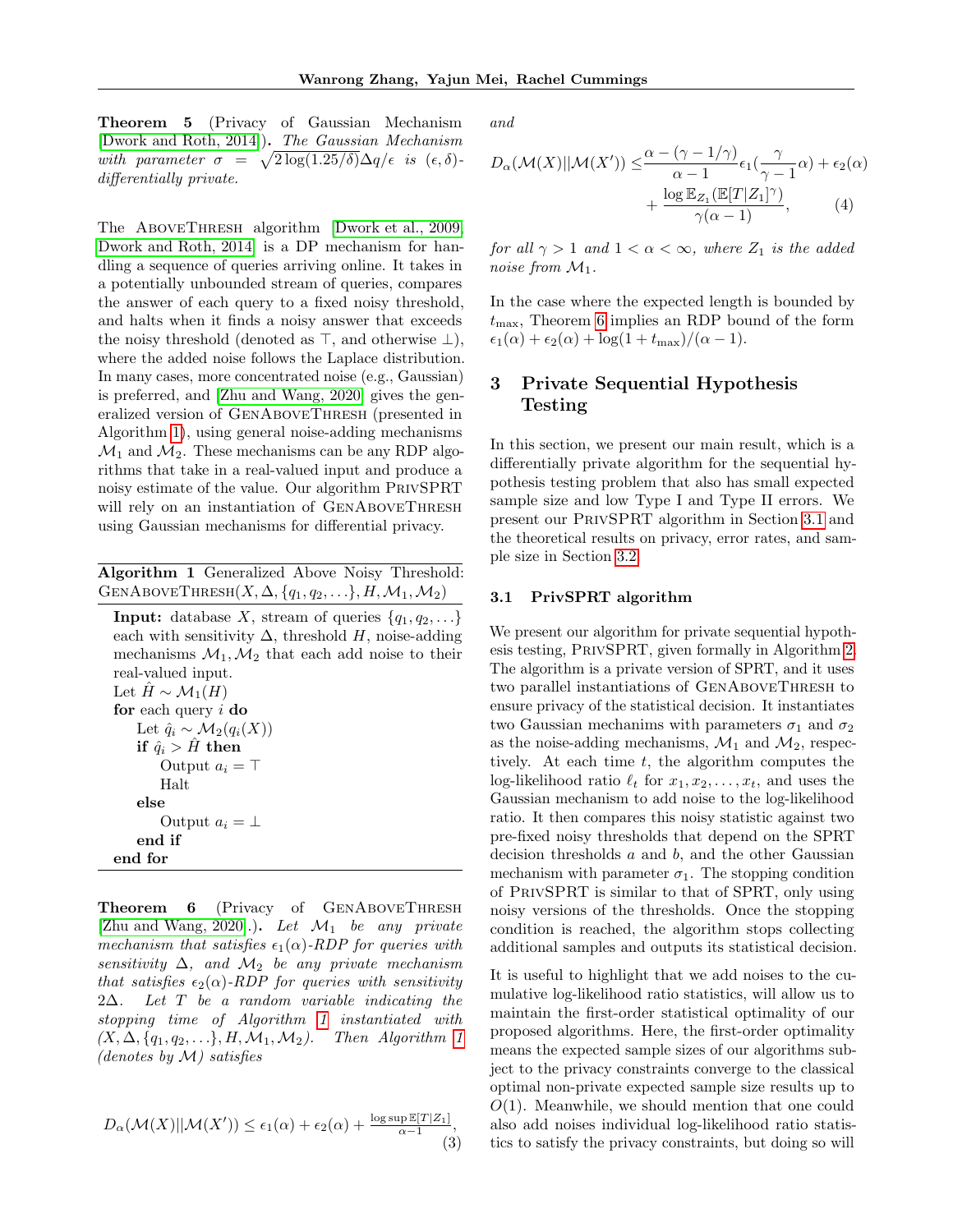**Theorem 5** (Privacy of Gaussian Mechanism [Dwork and Roth, 2014]). *The Gaussian Mechanism with parameter $\sigma = \sqrt{2\log(1.25/\delta)}\Delta q/\epsilon$ is $(\epsilon, \delta)$-differentially private.*

The AboveThresh algorithm [Dwork et al., 2009, Dwork and Roth, 2014] is a DP mechanism for handling a sequence of queries arriving online. It takes in a potentially unbounded stream of queries, compares the answer of each query to a fixed noisy threshold, and halts when it finds a noisy answer that exceeds the noisy threshold (denoted as $\top$, and otherwise $\bot$), where the added noise follows the Laplace distribution. In many cases, more concentrated noise (e.g., Gaussian) is preferred, and [Zhu and Wang, 2020] gives the generalized version of GenAboveThresh (presented in Algorithm 1), using general noise-adding mechanisms $\mathcal{M}_1$ and $\mathcal{M}_2$. These mechanisms can be any RDP algorithms that take in a real-valued input and produce a noisy estimate of the value. Our algorithm PrivSPRT will rely on an instantiation of GenAboveThresh using Gaussian mechanisms for differential privacy.

**Algorithm 1** Generalized Above Noisy Threshold: GenAboveThresh$(X, \Delta, \{q_1, q_2, \ldots\}, H, \mathcal{M}_1, \mathcal{M}_2)$

```
Input: database X, stream of queries {q_1, q_2, ...} each with sensitivity Δ, threshold H, noise-adding mechanisms M_1, M_2 that each add noise to their real-valued input.
Let Ĥ ~ M_1(H)
for each query i do
    Let q̂_i ~ M_2(q_i(X))
    if q̂_i > Ĥ then
        Output a_i = ⊤
        Halt
    else
        Output a_i = ⊥
    end if
end for
```

**Theorem 6** (Privacy of GenAboveThresh [Zhu and Wang, 2020].). *Let $\mathcal{M}_1$ be any private mechanism that satisfies $\epsilon_1(\alpha)$-RDP for queries with sensitivity $\Delta$, and $\mathcal{M}_2$ be any private mechanism that satisfies $\epsilon_2(\alpha)$-RDP for queries with sensitivity $2\Delta$. Let $T$ be a random variable indicating the stopping time of Algorithm 1 instantiated with $(X, \Delta, \{q_1, q_2, \ldots\}, H, \mathcal{M}_1, \mathcal{M}_2)$. Then Algorithm 1 (denotes by $\mathcal{M}$) satisfies*

$$D_\alpha(\mathcal{M}(X)||\mathcal{M}(X')) \leq \epsilon_1(\alpha) + \epsilon_2(\alpha) + \frac{\log \sup \mathbb{E}[T|Z_1]}{\alpha - 1}, \tag{3}$$

*and*

$$D_\alpha(\mathcal{M}(X)||\mathcal{M}(X')) \leq \frac{\alpha - (\gamma - 1/\gamma)}{\alpha - 1}\epsilon_1(\frac{\gamma}{\gamma - 1}\alpha) + \epsilon_2(\alpha) + \frac{\log \mathbb{E}_{Z_1}(\mathbb{E}[T|Z_1]^\gamma)}{\gamma(\alpha - 1)}, \tag{4}$$

*for all $\gamma > 1$ and $1 < \alpha < \infty$, where $Z_1$ is the added noise from $\mathcal{M}_1$.*

In the case where the expected length is bounded by $t_{\max}$, Theorem 6 implies an RDP bound of the form $\epsilon_1(\alpha) + \epsilon_2(\alpha) + \log(1 + t_{\max})/(\alpha - 1)$.

## 3 Private Sequential Hypothesis Testing

In this section, we present our main result, which is a differentially private algorithm for the sequential hypothesis testing problem that also has small expected sample size and low Type I and Type II errors. We present our PrivSPRT algorithm in Section 3.1 and the theoretical results on privacy, error rates, and sample size in Section 3.2.

### 3.1 PrivSPRT algorithm

We present our algorithm for private sequential hypothesis testing, PrivSPRT, given formally in Algorithm 2. The algorithm is a private version of SPRT, and it uses two parallel instantiations of GenAboveThresh to ensure privacy of the statistical decision. It instantiates two Gaussian mechanims with parameters $\sigma_1$ and $\sigma_2$ as the noise-adding mechanisms, $\mathcal{M}_1$ and $\mathcal{M}_2$, respectively. At each time $t$, the algorithm computes the log-likelihood ratio $\ell_t$ for $x_1, x_2, \ldots, x_t$, and uses the Gaussian mechanism to add noise to the log-likelihood ratio. It then compares this noisy statistic against two pre-fixed noisy thresholds that depend on the SPRT decision thresholds $a$ and $b$, and the other Gaussian mechanism with parameter $\sigma_1$. The stopping condition of PrivSPRT is similar to that of SPRT, only using noisy versions of the thresholds. Once the stopping condition is reached, the algorithm stops collecting additional samples and outputs its statistical decision.

It is useful to highlight that we add noises to the cumulative log-likelihood ratio statistics, will allow us to maintain the first-order statistical optimality of our proposed algorithms. Here, the first-order optimality means the expected sample sizes of our algorithms subject to the privacy constraints converge to the classical optimal non-private expected sample size results up to $O(1)$. Meanwhile, we should mention that one could also add noises individual log-likelihood ratio statistics to satisfy the privacy constraints, but doing so will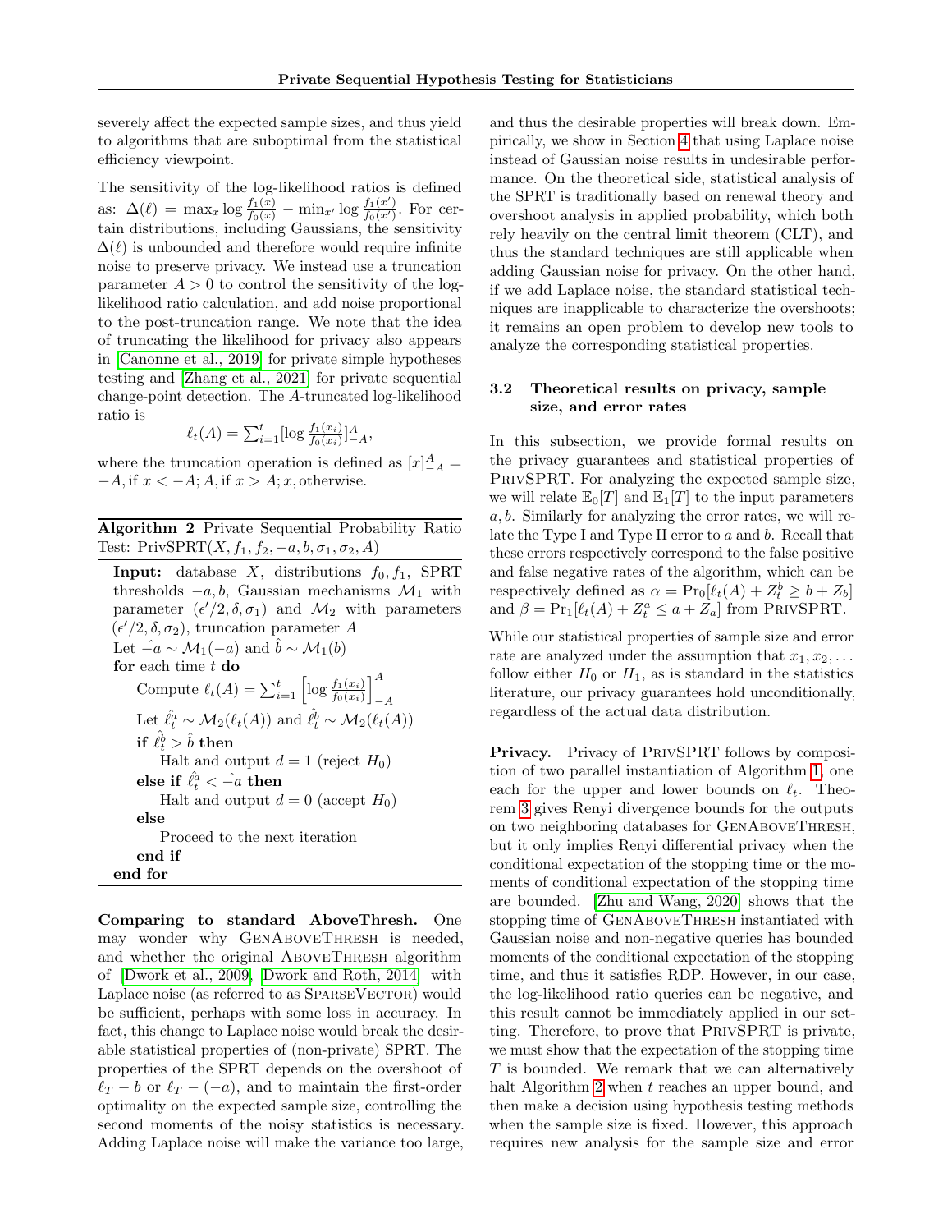severely affect the expected sample sizes, and thus yield to algorithms that are suboptimal from the statistical efficiency viewpoint.

The sensitivity of the log-likelihood ratios is defined as: $\Delta(\ell) = \max_x \log \frac{f_1(x)}{f_0(x)} - \min_{x'} \log \frac{f_1(x')}{f_0(x')}$. For certain distributions, including Gaussians, the sensitivity $\Delta(\ell)$ is unbounded and therefore would require infinite noise to preserve privacy. We instead use a truncation parameter $A > 0$ to control the sensitivity of the log-likelihood ratio calculation, and add noise proportional to the post-truncation range. We note that the idea of truncating the likelihood for privacy also appears in [Canonne et al., 2019] for private simple hypotheses testing and [Zhang et al., 2021] for private sequential change-point detection. The $A$-truncated log-likelihood ratio is

$$\ell_t(A) = \sum_{i=1}^t [\log \frac{f_1(x_i)}{f_0(x_i)}]_{-A}^A,$$

where the truncation operation is defined as $[x]_{-A}^A = -A$, if $x < -A$; $A$, if $x > A$; $x$, otherwise.

**Algorithm 2** Private Sequential Probability Ratio Test: PrivSPRT$(X, f_1, f_2, -a, b, \sigma_1, \sigma_2, A)$

**Input:** database $X$, distributions $f_0, f_1$, SPRT thresholds $-a, b$, Gaussian mechanisms $\mathcal{M}_1$ with parameter $(\epsilon'/2, \delta, \sigma_1)$ and $\mathcal{M}_2$ with parameters $(\epsilon'/2, \delta, \sigma_2)$, truncation parameter $A$

Let $\hat{-a} \sim \mathcal{M}_1(-a)$ and $\hat{b} \sim \mathcal{M}_1(b)$

**for** each time $t$ **do**

  Compute $\ell_t(A) = \sum_{i=1}^t \left[\log \frac{f_1(x_i)}{f_0(x_i)}\right]_{-A}^A$

  Let $\hat{\ell_t^a} \sim \mathcal{M}_2(\ell_t(A))$ and $\hat{\ell_t^b} \sim \mathcal{M}_2(\ell_t(A))$

  **if** $\hat{\ell_t^b} > \hat{b}$ **then**

    Halt and output $d = 1$ (reject $H_0$)

  **else if** $\hat{\ell_t^a} < \hat{-a}$ **then**

    Halt and output $d = 0$ (accept $H_0$)

  **else**

    Proceed to the next iteration

  **end if**

**end for**

**Comparing to standard AboveThresh.** One may wonder why GenAboveThresh is needed, and whether the original AboveThresh algorithm of [Dwork et al., 2009, Dwork and Roth, 2014] with Laplace noise (as referred to as SparseVector) would be sufficient, perhaps with some loss in accuracy. In fact, this change to Laplace noise would break the desirable statistical properties of (non-private) SPRT. The properties of the SPRT depends on the overshoot of $\ell_T - b$ or $\ell_T - (-a)$, and to maintain the first-order optimality on the expected sample size, controlling the second moments of the noisy statistics is necessary. Adding Laplace noise will make the variance too large, and thus the desirable properties will break down. Empirically, we show in Section 4 that using Laplace noise instead of Gaussian noise results in undesirable performance. On the theoretical side, statistical analysis of the SPRT is traditionally based on renewal theory and overshoot analysis in applied probability, which both rely heavily on the central limit theorem (CLT), and thus the standard techniques are still applicable when adding Gaussian noise for privacy. On the other hand, if we add Laplace noise, the standard statistical techniques are inapplicable to characterize the overshoots; it remains an open problem to develop new tools to analyze the corresponding statistical properties.

### 3.2 Theoretical results on privacy, sample size, and error rates

In this subsection, we provide formal results on the privacy guarantees and statistical properties of PrivSPRT. For analyzing the expected sample size, we will relate $\mathbb{E}_0[T]$ and $\mathbb{E}_1[T]$ to the input parameters $a, b$. Similarly for analyzing the error rates, we will relate the Type I and Type II error to $a$ and $b$. Recall that these errors respectively correspond to the false positive and false negative rates of the algorithm, which can be respectively defined as $\alpha = \Pr_0[\ell_t(A) + Z_t^b \geq b + Z_b]$ and $\beta = \Pr_1[\ell_t(A) + Z_t^a \leq a + Z_a]$ from PrivSPRT.

While our statistical properties of sample size and error rate are analyzed under the assumption that $x_1, x_2, \dots$ follow either $H_0$ or $H_1$, as is standard in the statistics literature, our privacy guarantees hold unconditionally, regardless of the actual data distribution.

**Privacy.** Privacy of PrivSPRT follows by composition of two parallel instantiation of Algorithm 1, one each for the upper and lower bounds on $\ell_t$. Theorem 3 gives Renyi divergence bounds for the outputs on two neighboring databases for GenAboveThresh, but it only implies Renyi differential privacy when the conditional expectation of the stopping time or the moments of conditional expectation of the stopping time are bounded. [Zhu and Wang, 2020] shows that the stopping time of GenAboveThresh instantiated with Gaussian noise and non-negative queries has bounded moments of the conditional expectation of the stopping time, and thus it satisfies RDP. However, in our case, the log-likelihood ratio queries can be negative, and this result cannot be immediately applied in our setting. Therefore, to prove that PrivSPRT is private, we must show that the expectation of the stopping time $T$ is bounded. We remark that we can alternatively halt Algorithm 2 when $t$ reaches an upper bound, and then make a decision using hypothesis testing methods when the sample size is fixed. However, this approach requires new analysis for the sample size and error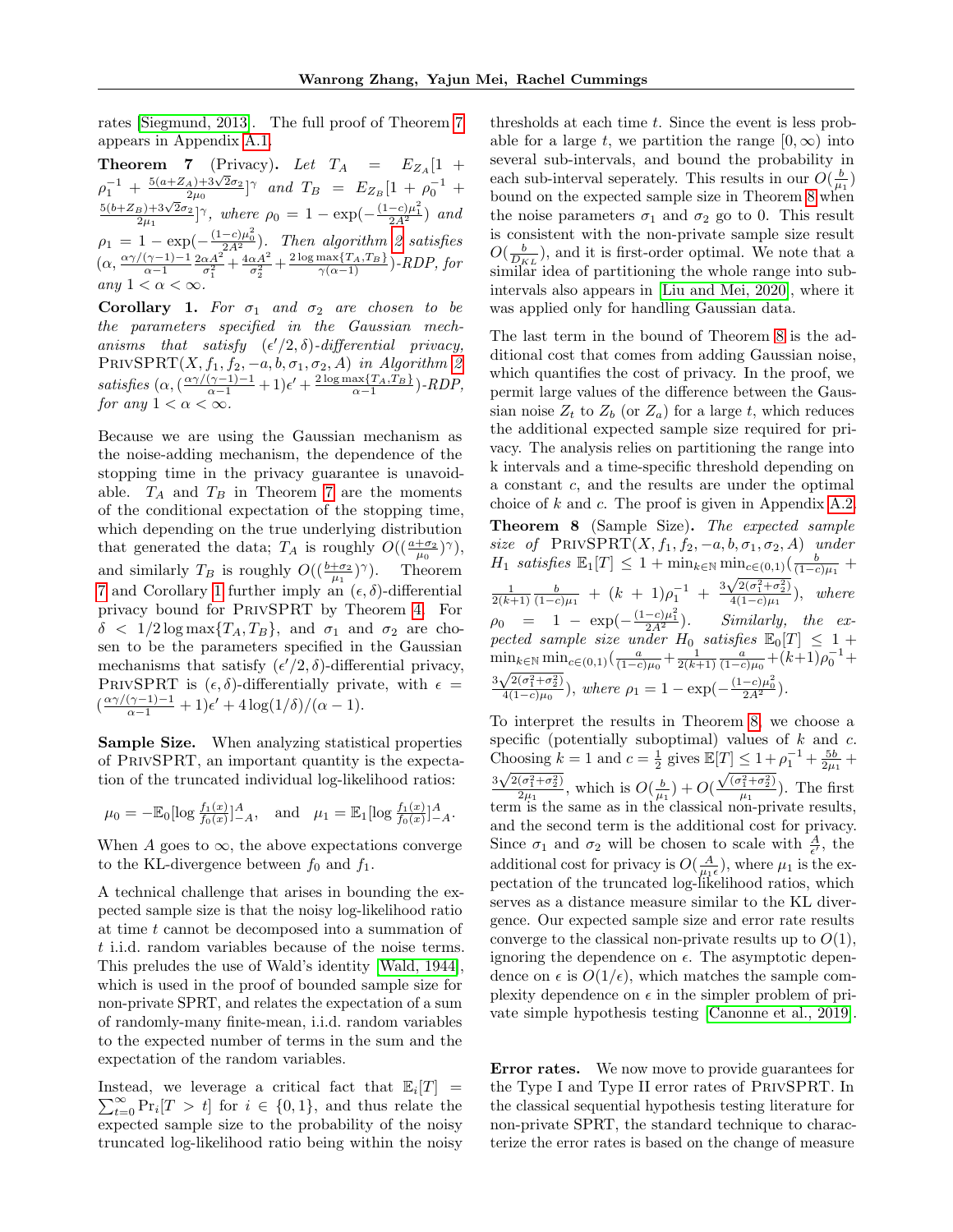rates [Siegmund, 2013]. The full proof of Theorem 7 appears in Appendix A.1.

**Theorem 7** (Privacy)**.** *Let* $T_A = E_{Z_A}[1 + \rho_1^{-1} + \frac{5(a+Z_A)+3\sqrt{2}\sigma_2}{2\mu_0}]^\gamma$ *and* $T_B = E_{Z_B}[1 + \rho_0^{-1} + \frac{5(b+Z_B)+3\sqrt{2}\sigma_2}{2\mu_1}]^\gamma$, *where* $\rho_0 = 1 - \exp(-\frac{(1-c)\mu_1^2}{2A^2})$ *and* $\rho_1 = 1 - \exp(-\frac{(1-c)\mu_0^2}{2A^2})$. *Then algorithm 2 satisfies* $(\alpha, \frac{\alpha\gamma/(\gamma-1)-1}{\alpha-1}\frac{2\alpha A^2}{\sigma_1^2} + \frac{4\alpha A^2}{\sigma_2^2} + \frac{2\log\max\{T_A,T_B\}}{\gamma(\alpha-1)})$*-RDP, for any* $1 < \alpha < \infty$.

**Corollary 1.** *For* $\sigma_1$ *and* $\sigma_2$ *are chosen to be the parameters specified in the Gaussian mechanisms that satisfy* $(\epsilon'/2, \delta)$*-differential privacy,* PrivSPRT$(X, f_1, f_2, -a, b, \sigma_1, \sigma_2, A)$ *in Algorithm 2 satisfies* $(\alpha, (\frac{\alpha\gamma/(\gamma-1)-1}{\alpha-1}+1)\epsilon' + \frac{2\log\max\{T_A,T_B\}}{\alpha-1})$*-RDP, for any* $1 < \alpha < \infty$.

Because we are using the Gaussian mechanism as the noise-adding mechanism, the dependence of the stopping time in the privacy guarantee is unavoidable. $T_A$ and $T_B$ in Theorem 7 are the moments of the conditional expectation of the stopping time, which depending on the true underlying distribution that generated the data; $T_A$ is roughly $O((\frac{a+\sigma_2}{\mu_0})^\gamma)$, and similarly $T_B$ is roughly $O((\frac{b+\sigma_2}{\mu_1})^\gamma)$. Theorem 7 and Corollary 1 further imply an $(\epsilon, \delta)$-differential privacy bound for PrivSPRT by Theorem 4. For $\delta < 1/2\log\max\{T_A, T_B\}$, and $\sigma_1$ and $\sigma_2$ are chosen to be the parameters specified in the Gaussian mechanisms that satisfy $(\epsilon'/2, \delta)$-differential privacy, PrivSPRT is $(\epsilon, \delta)$-differentially private, with $\epsilon = (\frac{\alpha\gamma/(\gamma-1)-1}{\alpha-1} + 1)\epsilon' + 4\log(1/\delta)/(\alpha - 1)$.

**Sample Size.** When analyzing statistical properties of PrivSPRT, an important quantity is the expectation of the truncated individual log-likelihood ratios:

$$\mu_0 = -\mathbb{E}_0[\log \tfrac{f_1(x)}{f_0(x)}]_{-A}^{A}, \quad \text{and} \quad \mu_1 = \mathbb{E}_1[\log \tfrac{f_1(x)}{f_0(x)}]_{-A}^{A}.$$

When $A$ goes to $\infty$, the above expectations converge to the KL-divergence between $f_0$ and $f_1$.

A technical challenge that arises in bounding the expected sample size is that the noisy log-likelihood ratio at time $t$ cannot be decomposed into a summation of $t$ i.i.d. random variables because of the noise terms. This preludes the use of Wald's identity [Wald, 1944], which is used in the proof of bounded sample size for non-private SPRT, and relates the expectation of a sum of randomly-many finite-mean, i.i.d. random variables to the expected number of terms in the sum and the expectation of the random variables.

Instead, we leverage a critical fact that $\mathbb{E}_i[T] = \sum_{t=0}^{\infty} \Pr_i[T > t]$ for $i \in \{0, 1\}$, and thus relate the expected sample size to the probability of the noisy truncated log-likelihood ratio being within the noisy thresholds at each time $t$. Since the event is less probable for a large $t$, we partition the range $[0, \infty)$ into several sub-intervals, and bound the probability in each sub-interval seperately. This results in our $O(\frac{b}{\mu_1})$ bound on the expected sample size in Theorem 8 when the noise parameters $\sigma_1$ and $\sigma_2$ go to 0. This result is consistent with the non-private sample size result $O(\frac{b}{D_{KL}})$, and it is first-order optimal. We note that a similar idea of partitioning the whole range into sub-intervals also appears in [Liu and Mei, 2020], where it was applied only for handling Gaussian data.

The last term in the bound of Theorem 8 is the additional cost that comes from adding Gaussian noise, which quantifies the cost of privacy. In the proof, we permit large values of the difference between the Gaussian noise $Z_t$ to $Z_b$ (or $Z_a$) for a large $t$, which reduces the additional expected sample size required for privacy. The analysis relies on partitioning the range into k intervals and a time-specific threshold depending on a constant $c$, and the results are under the optimal choice of $k$ and $c$. The proof is given in Appendix A.2.

**Theorem 8** (Sample Size)**.** *The expected sample size of* PrivSPRT$(X, f_1, f_2, -a, b, \sigma_1, \sigma_2, A)$ *under* $H_1$ *satisfies* $\mathbb{E}_1[T] \leq 1 + \min_{k\in\mathbb{N}} \min_{c\in(0,1)}(\frac{b}{(1-c)\mu_1} + \frac{1}{2(k+1)}\frac{b}{(1-c)\mu_1} + (k+1)\rho_1^{-1} + \frac{3\sqrt{2(\sigma_1^2+\sigma_2^2)}}{4(1-c)\mu_1})$*, where* $\rho_0 = 1 - \exp(-\frac{(1-c)\mu_1^2}{2A^2})$. *Similarly, the expected sample size under* $H_0$ *satisfies* $\mathbb{E}_0[T] \leq 1 + \min_{k\in\mathbb{N}} \min_{c\in(0,1)}(\frac{a}{(1-c)\mu_0} + \frac{1}{2(k+1)}\frac{a}{(1-c)\mu_0} + (k+1)\rho_0^{-1} + \frac{3\sqrt{2(\sigma_1^2+\sigma_2^2)}}{4(1-c)\mu_0})$*, where* $\rho_1 = 1 - \exp(-\frac{(1-c)\mu_0^2}{2A^2})$.

To interpret the results in Theorem 8, we choose a specific (potentially suboptimal) values of $k$ and $c$. Choosing $k = 1$ and $c = \frac{1}{2}$ gives $\mathbb{E}[T] \leq 1 + \rho_1^{-1} + \frac{5b}{2\mu_1} + \frac{3\sqrt{2(\sigma_1^2+\sigma_2^2)}}{2\mu_1}$, which is $O(\frac{b}{\mu_1}) + O(\frac{\sqrt{(\sigma_1^2+\sigma_2^2)}}{\mu_1})$. The first term is the same as in the classical non-private results, and the second term is the additional cost for privacy. Since $\sigma_1$ and $\sigma_2$ will be chosen to scale with $\frac{A}{\epsilon'}$, the additional cost for privacy is $O(\frac{A}{\mu_1\epsilon})$, where $\mu_1$ is the expectation of the truncated log-likelihood ratios, which serves as a distance measure similar to the KL divergence. Our expected sample size and error rate results converge to the classical non-private results up to $O(1)$, ignoring the dependence on $\epsilon$. The asymptotic dependence on $\epsilon$ is $O(1/\epsilon)$, which matches the sample complexity dependence on $\epsilon$ in the simpler problem of private simple hypothesis testing [Canonne et al., 2019].

**Error rates.** We now move to provide guarantees for the Type I and Type II error rates of PrivSPRT. In the classical sequential hypothesis testing literature for non-private SPRT, the standard technique to characterize the error rates is based on the change of measure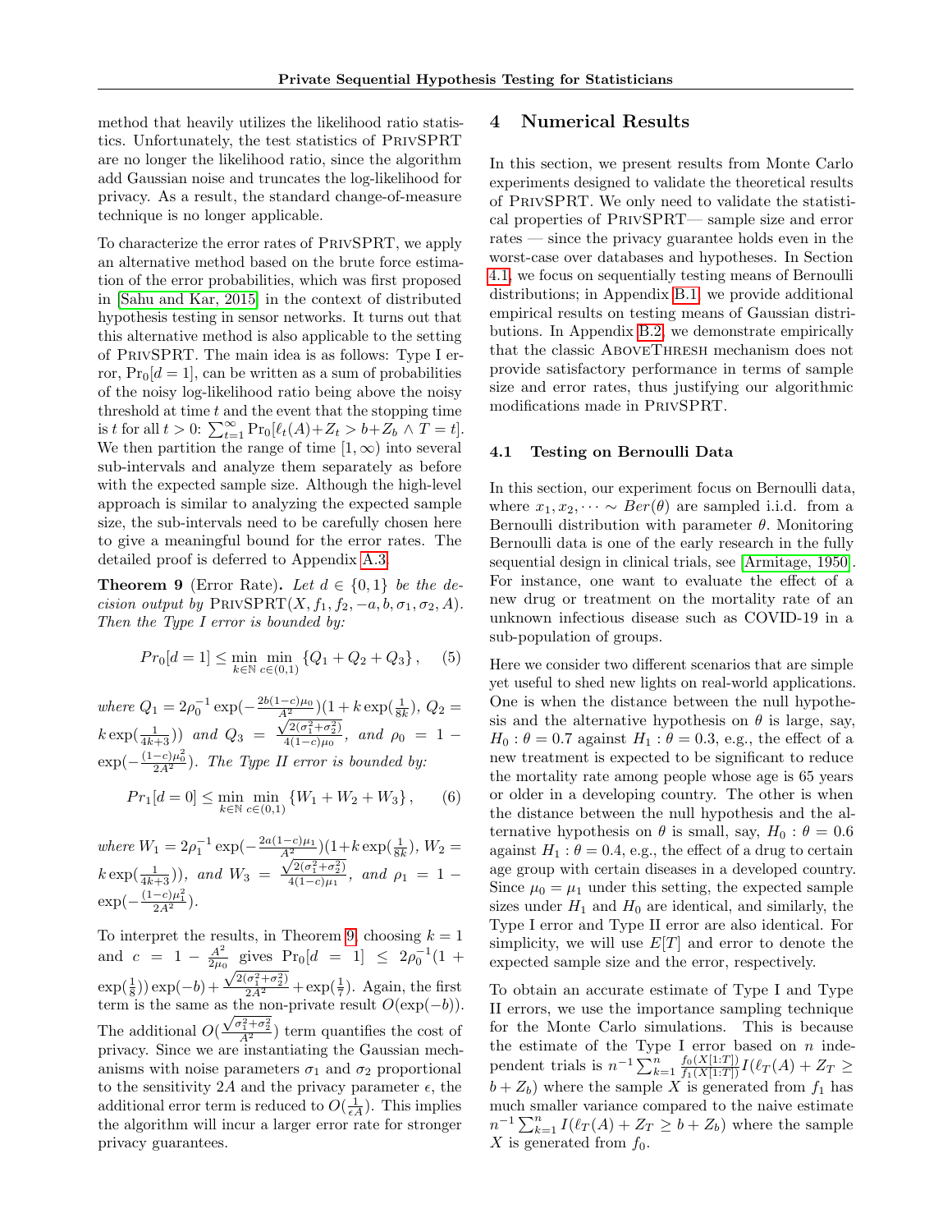method that heavily utilizes the likelihood ratio statistics. Unfortunately, the test statistics of PrivSPRT are no longer the likelihood ratio, since the algorithm add Gaussian noise and truncates the log-likelihood for privacy. As a result, the standard change-of-measure technique is no longer applicable.

To characterize the error rates of PrivSPRT, we apply an alternative method based on the brute force estimation of the error probabilities, which was first proposed in [Sahu and Kar, 2015] in the context of distributed hypothesis testing in sensor networks. It turns out that this alternative method is also applicable to the setting of PrivSPRT. The main idea is as follows: Type I error, $\Pr_0[d=1]$, can be written as a sum of probabilities of the noisy log-likelihood ratio being above the noisy threshold at time $t$ and the event that the stopping time is $t$ for all $t>0$: $\sum_{t=1}^{\infty} \Pr_0[\ell_t(A)+Z_t > b+Z_b \wedge T=t]$. We then partition the range of time $[1,\infty)$ into several sub-intervals and analyze them separately as before with the expected sample size. Although the high-level approach is similar to analyzing the expected sample size, the sub-intervals need to be carefully chosen here to give a meaningful bound for the error rates. The detailed proof is deferred to Appendix A.3.

**Theorem 9** (Error Rate)**.** *Let $d \in \{0,1\}$ be the decision output by $\mathrm{PrivSPRT}(X, f_1, f_2, -a, b, \sigma_1, \sigma_2, A)$. Then the Type I error is bounded by:*

$$Pr_0[d=1] \le \min_{k\in\mathbb{N}} \min_{c\in(0,1)} \{Q_1+Q_2+Q_3\}, \quad (5)$$

*where* $Q_1 = 2\rho_0^{-1}\exp(-\frac{2b(1-c)\mu_0}{A^2})(1+k\exp(\frac{1}{8k})$, $Q_2 = k\exp(\frac{1}{4k+3}))$ *and* $Q_3 = \frac{\sqrt{2(\sigma_1^2+\sigma_2^2)}}{4(1-c)\mu_0}$, *and* $\rho_0 = 1-\exp(-\frac{(1-c)\mu_0^2}{2A^2})$. *The Type II error is bounded by:*

$$Pr_1[d=0] \le \min_{k\in\mathbb{N}} \min_{c\in(0,1)} \{W_1+W_2+W_3\}, \quad (6)$$

*where* $W_1 = 2\rho_1^{-1}\exp(-\frac{2a(1-c)\mu_1}{A^2})(1+k\exp(\frac{1}{8k})$, $W_2 = k\exp(\frac{1}{4k+3}))$, *and* $W_3 = \frac{\sqrt{2(\sigma_1^2+\sigma_2^2)}}{4(1-c)\mu_1}$, *and* $\rho_1 = 1-\exp(-\frac{(1-c)\mu_1^2}{2A^2})$.

To interpret the results, in Theorem 9, choosing $k=1$ and $c = 1-\frac{A^2}{2\mu_0}$ gives $\Pr_0[d=1] \le 2\rho_0^{-1}(1+\exp(\frac{1}{8}))\exp(-b) + \frac{\sqrt{2(\sigma_1^2+\sigma_2^2)}}{2A^2} + \exp(\frac{1}{7})$. Again, the first term is the same as the non-private result $O(\exp(-b))$. The additional $O(\frac{\sqrt{\sigma_1^2+\sigma_2^2}}{A^2})$ term quantifies the cost of privacy. Since we are instantiating the Gaussian mechanisms with noise parameters $\sigma_1$ and $\sigma_2$ proportional to the sensitivity $2A$ and the privacy parameter $\epsilon$, the additional error term is reduced to $O(\frac{1}{\epsilon A})$. This implies the algorithm will incur a larger error rate for stronger privacy guarantees.

## 4 Numerical Results

In this section, we present results from Monte Carlo experiments designed to validate the theoretical results of PrivSPRT. We only need to validate the statistical properties of PrivSPRT— sample size and error rates — since the privacy guarantee holds even in the worst-case over databases and hypotheses. In Section 4.1, we focus on sequentially testing means of Bernoulli distributions; in Appendix B.1, we provide additional empirical results on testing means of Gaussian distributions. In Appendix B.2, we demonstrate empirically that the classic AboveThresh mechanism does not provide satisfactory performance in terms of sample size and error rates, thus justifying our algorithmic modifications made in PrivSPRT.

### 4.1 Testing on Bernoulli Data

In this section, our experiment focus on Bernoulli data, where $x_1, x_2, \cdots \sim Ber(\theta)$ are sampled i.i.d. from a Bernoulli distribution with parameter $\theta$. Monitoring Bernoulli data is one of the early research in the fully sequential design in clinical trials, see [Armitage, 1950]. For instance, one want to evaluate the effect of a new drug or treatment on the mortality rate of an unknown infectious disease such as COVID-19 in a sub-population of groups.

Here we consider two different scenarios that are simple yet useful to shed new lights on real-world applications. One is when the distance between the null hypothesis and the alternative hypothesis on $\theta$ is large, say, $H_0: \theta = 0.7$ against $H_1: \theta = 0.3$, e.g., the effect of a new treatment is expected to be significant to reduce the mortality rate among people whose age is 65 years or older in a developing country. The other is when the distance between the null hypothesis and the alternative hypothesis on $\theta$ is small, say, $H_0: \theta = 0.6$ against $H_1: \theta = 0.4$, e.g., the effect of a drug to certain age group with certain diseases in a developed country. Since $\mu_0 = \mu_1$ under this setting, the expected sample sizes under $H_1$ and $H_0$ are identical, and similarly, the Type I error and Type II error are also identical. For simplicity, we will use $E[T]$ and error to denote the expected sample size and the error, respectively.

To obtain an accurate estimate of Type I and Type II errors, we use the importance sampling technique for the Monte Carlo simulations. This is because the estimate of the Type I error based on $n$ independent trials is $n^{-1}\sum_{k=1}^{n} \frac{f_0(X[1:T])}{f_1(X[1:T])} I(\ell_T(A)+Z_T \ge b+Z_b)$ where the sample $X$ is generated from $f_1$ has much smaller variance compared to the naive estimate $n^{-1}\sum_{k=1}^{n} I(\ell_T(A)+Z_T \ge b+Z_b)$ where the sample $X$ is generated from $f_0$.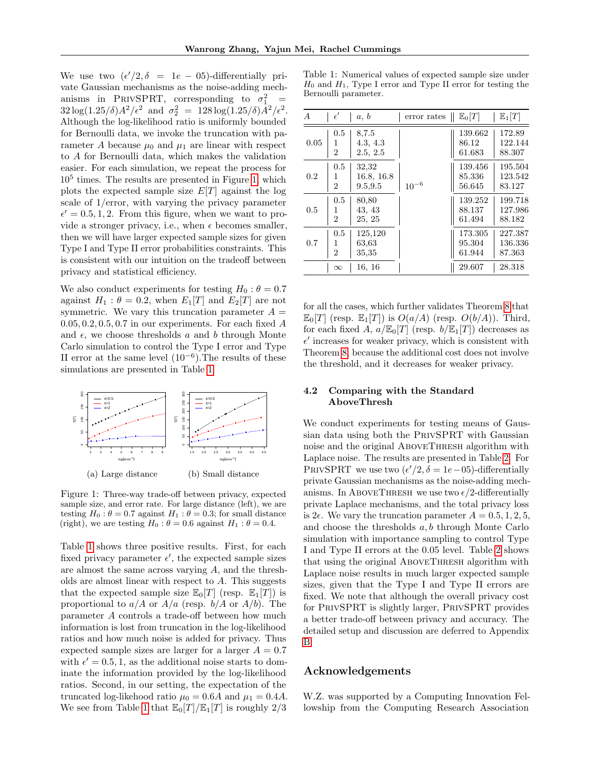We use two $(\epsilon'/2, \delta = 1e-05)$-differentially private Gaussian mechanisms as the noise-adding mechanisms in PrivSPRT, corresponding to $\sigma_1^2 = 32\log(1.25/\delta)A^2/\epsilon^2$ and $\sigma_2^2 = 128\log(1.25/\delta)A^2/\epsilon^2$. Although the log-likelihood ratio is uniformly bounded for Bernoulli data, we invoke the truncation with parameter $A$ because $\mu_0$ and $\mu_1$ are linear with respect to $A$ for Bernoulli data, which makes the validation easier. For each simulation, we repeat the process for $10^5$ times. The results are presented in Figure 1, which plots the expected sample size $E[T]$ against the log scale of 1/error, with varying the privacy parameter $\epsilon' = 0.5, 1, 2$. From this figure, when we want to provide a stronger privacy, i.e., when $\epsilon$ becomes smaller, then we will have larger expected sample sizes for given Type I and Type II error probabilities constraints. This is consistent with our intuition on the tradeoff between privacy and statistical efficiency.

We also conduct experiments for testing $H_0 : \theta = 0.7$ against $H_1 : \theta = 0.2$, when $E_1[T]$ and $E_2[T]$ are not symmetric. We vary this truncation parameter $A = 0.05, 0.2, 0.5, 0.7$ in our experiments. For each fixed $A$ and $\epsilon$, we choose thresholds $a$ and $b$ through Monte Carlo simulation to control the Type I error and Type II error at the same level ($10^{-6}$).The results of these simulations are presented in Table 1.

(a) Large distance (b) Small distance

Figure 1: Three-way trade-off between privacy, expected sample size, and error rate. For large distance (left), we are testing $H_0 : \theta = 0.7$ against $H_1 : \theta = 0.3$; for small distance (right), we are testing $H_0 : \theta = 0.6$ against $H_1 : \theta = 0.4$.

Table 1 shows three positive results. First, for each fixed privacy parameter $\epsilon'$, the expected sample sizes are almost the same across varying $A$, and the thresholds are almost linear with respect to $A$. This suggests that the expected sample size $\mathbb{E}_0[T]$ (resp. $\mathbb{E}_1[T]$) is proportional to $a/A$ or $A/a$ (resp. $b/A$ or $A/b$). The parameter $A$ controls a trade-off between how much information is lost from truncation in the log-likelihood ratios and how much noise is added for privacy. Thus expected sample sizes are larger for a larger $A = 0.7$ with $\epsilon' = 0.5, 1$, as the additional noise starts to dominate the information provided by the log-likelihood ratios. Second, in our setting, the expectation of the truncated log-likehood ratio $\mu_0 = 0.6A$ and $\mu_1 = 0.4A$. We see from Table 1 that $\mathbb{E}_0[T]/\mathbb{E}_1[T]$ is roughly 2/3

Table 1: Numerical values of expected sample size under $H_0$ and $H_1$, Type I error and Type II error for testing the Bernoulli parameter.

| $A$ | $\epsilon'$ | $a$, $b$ | error rates | $\mathbb{E}_0[T]$ | $\mathbb{E}_1[T]$ |
|---|---|---|---|---|---|
| 0.05 | 0.5 | 8,7.5 | | 139.662 | 172.89 |
| | 1 | 4.3, 4.3 | | 86.12 | 122.144 |
| | 2 | 2.5, 2.5 | | 61.683 | 88.307 |
| 0.2 | 0.5 | 32,32 | | 139.456 | 195.504 |
| | 1 | 16.8, 16.8 | | 85.336 | 123.542 |
| | 2 | 9.5,9.5 | $10^{-6}$ | 56.645 | 83.127 |
| 0.5 | 0.5 | 80,80 | | 139.252 | 199.718 |
| | 1 | 43, 43 | | 88.137 | 127.986 |
| | 2 | 25, 25 | | 61.494 | 88.182 |
| 0.7 | 0.5 | 125,120 | | 173.305 | 227.387 |
| | 1 | 63,63 | | 95.304 | 136.336 |
| | 2 | 35,35 | | 61.944 | 87.363 |
| | $\infty$ | 16, 16 | | 29.607 | 28.318 |

for all the cases, which further validates Theorem 8 that $\mathbb{E}_0[T]$ (resp. $\mathbb{E}_1[T]$) is $O(a/A)$ (resp. $O(b/A)$). Third, for each fixed $A$, $a/\mathbb{E}_0[T]$ (resp. $b/\mathbb{E}_1[T]$) decreases as $\epsilon'$ increases for weaker privacy, which is consistent with Theorem 8, because the additional cost does not involve the threshold, and it decreases for weaker privacy.

### 4.2 Comparing with the Standard AboveThresh

We conduct experiments for testing means of Gaussian data using both the PrivSPRT with Gaussian noise and the original AboveThresh algorithm with Laplace noise. The results are presented in Table 2. For PrivSPRT we use two $(\epsilon'/2, \delta = 1e-05)$-differentially private Gaussian mechanisms as the noise-adding mechanisms. In AboveThresh we use two $\epsilon/2$-differentially private Laplace mechanisms, and the total privacy loss is $2\epsilon$. We vary the truncation parameter $A = 0.5, 1, 2, 5$, and choose the thresholds $a, b$ through Monte Carlo simulation with importance sampling to control Type I and Type II errors at the 0.05 level. Table 2 shows that using the original AboveThresh algorithm with Laplace noise results in much larger expected sample sizes, given that the Type I and Type II errors are fixed. We note that although the overall privacy cost for PrivSPRT is slightly larger, PrivSPRT provides a better trade-off between privacy and accuracy. The detailed setup and discussion are deferred to Appendix B.

## Acknowledgements

W.Z. was supported by a Computing Innovation Fellowship from the Computing Research Association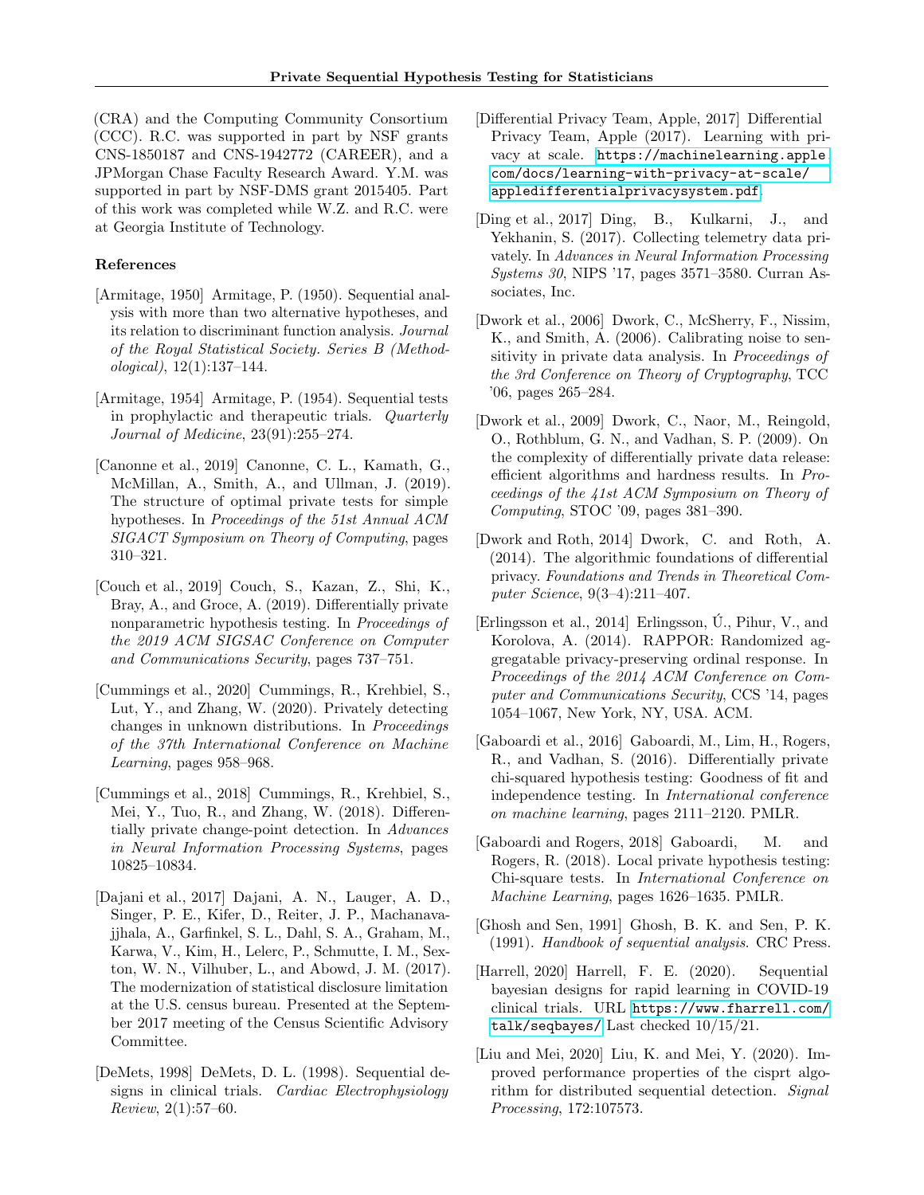(CRA) and the Computing Community Consortium (CCC). R.C. was supported in part by NSF grants CNS-1850187 and CNS-1942772 (CAREER), and a JPMorgan Chase Faculty Research Award. Y.M. was supported in part by NSF-DMS grant 2015405. Part of this work was completed while W.Z. and R.C. were at Georgia Institute of Technology.

### References

[Armitage, 1950] Armitage, P. (1950). Sequential analysis with more than two alternative hypotheses, and its relation to discriminant function analysis. *Journal of the Royal Statistical Society. Series B (Methodological)*, 12(1):137–144.

[Armitage, 1954] Armitage, P. (1954). Sequential tests in prophylactic and therapeutic trials. *Quarterly Journal of Medicine*, 23(91):255–274.

[Canonne et al., 2019] Canonne, C. L., Kamath, G., McMillan, A., Smith, A., and Ullman, J. (2019). The structure of optimal private tests for simple hypotheses. In *Proceedings of the 51st Annual ACM SIGACT Symposium on Theory of Computing*, pages 310–321.

[Couch et al., 2019] Couch, S., Kazan, Z., Shi, K., Bray, A., and Groce, A. (2019). Differentially private nonparametric hypothesis testing. In *Proceedings of the 2019 ACM SIGSAC Conference on Computer and Communications Security*, pages 737–751.

[Cummings et al., 2020] Cummings, R., Krehbiel, S., Lut, Y., and Zhang, W. (2020). Privately detecting changes in unknown distributions. In *Proceedings of the 37th International Conference on Machine Learning*, pages 958–968.

[Cummings et al., 2018] Cummings, R., Krehbiel, S., Mei, Y., Tuo, R., and Zhang, W. (2018). Differentially private change-point detection. In *Advances in Neural Information Processing Systems*, pages 10825–10834.

[Dajani et al., 2017] Dajani, A. N., Lauger, A. D., Singer, P. E., Kifer, D., Reiter, J. P., Machanavajjhala, A., Garfinkel, S. L., Dahl, S. A., Graham, M., Karwa, V., Kim, H., Lelerc, P., Schmutte, I. M., Sexton, W. N., Vilhuber, L., and Abowd, J. M. (2017). The modernization of statistical disclosure limitation at the U.S. census bureau. Presented at the September 2017 meeting of the Census Scientific Advisory Committee.

[DeMets, 1998] DeMets, D. L. (1998). Sequential designs in clinical trials. *Cardiac Electrophysiology Review*, 2(1):57–60.

[Differential Privacy Team, Apple, 2017] Differential Privacy Team, Apple (2017). Learning with privacy at scale. https://machinelearning.apple.com/docs/learning-with-privacy-at-scale/appledifferentialprivacysystem.pdf.

[Ding et al., 2017] Ding, B., Kulkarni, J., and Yekhanin, S. (2017). Collecting telemetry data privately. In *Advances in Neural Information Processing Systems 30*, NIPS '17, pages 3571–3580. Curran Associates, Inc.

[Dwork et al., 2006] Dwork, C., McSherry, F., Nissim, K., and Smith, A. (2006). Calibrating noise to sensitivity in private data analysis. In *Proceedings of the 3rd Conference on Theory of Cryptography*, TCC '06, pages 265–284.

[Dwork et al., 2009] Dwork, C., Naor, M., Reingold, O., Rothblum, G. N., and Vadhan, S. P. (2009). On the complexity of differentially private data release: efficient algorithms and hardness results. In *Proceedings of the 41st ACM Symposium on Theory of Computing*, STOC '09, pages 381–390.

[Dwork and Roth, 2014] Dwork, C. and Roth, A. (2014). The algorithmic foundations of differential privacy. *Foundations and Trends in Theoretical Computer Science*, 9(3–4):211–407.

[Erlingsson et al., 2014] Erlingsson, Ú., Pihur, V., and Korolova, A. (2014). RAPPOR: Randomized aggregatable privacy-preserving ordinal response. In *Proceedings of the 2014 ACM Conference on Computer and Communications Security*, CCS '14, pages 1054–1067, New York, NY, USA. ACM.

[Gaboardi et al., 2016] Gaboardi, M., Lim, H., Rogers, R., and Vadhan, S. (2016). Differentially private chi-squared hypothesis testing: Goodness of fit and independence testing. In *International conference on machine learning*, pages 2111–2120. PMLR.

[Gaboardi and Rogers, 2018] Gaboardi, M. and Rogers, R. (2018). Local private hypothesis testing: Chi-square tests. In *International Conference on Machine Learning*, pages 1626–1635. PMLR.

[Ghosh and Sen, 1991] Ghosh, B. K. and Sen, P. K. (1991). *Handbook of sequential analysis*. CRC Press.

[Harrell, 2020] Harrell, F. E. (2020). Sequential bayesian designs for rapid learning in COVID-19 clinical trials. URL https://www.fharrell.com/talk/seqbayes/ Last checked 10/15/21.

[Liu and Mei, 2020] Liu, K. and Mei, Y. (2020). Improved performance properties of the cisprt algorithm for distributed sequential detection. *Signal Processing*, 172:107573.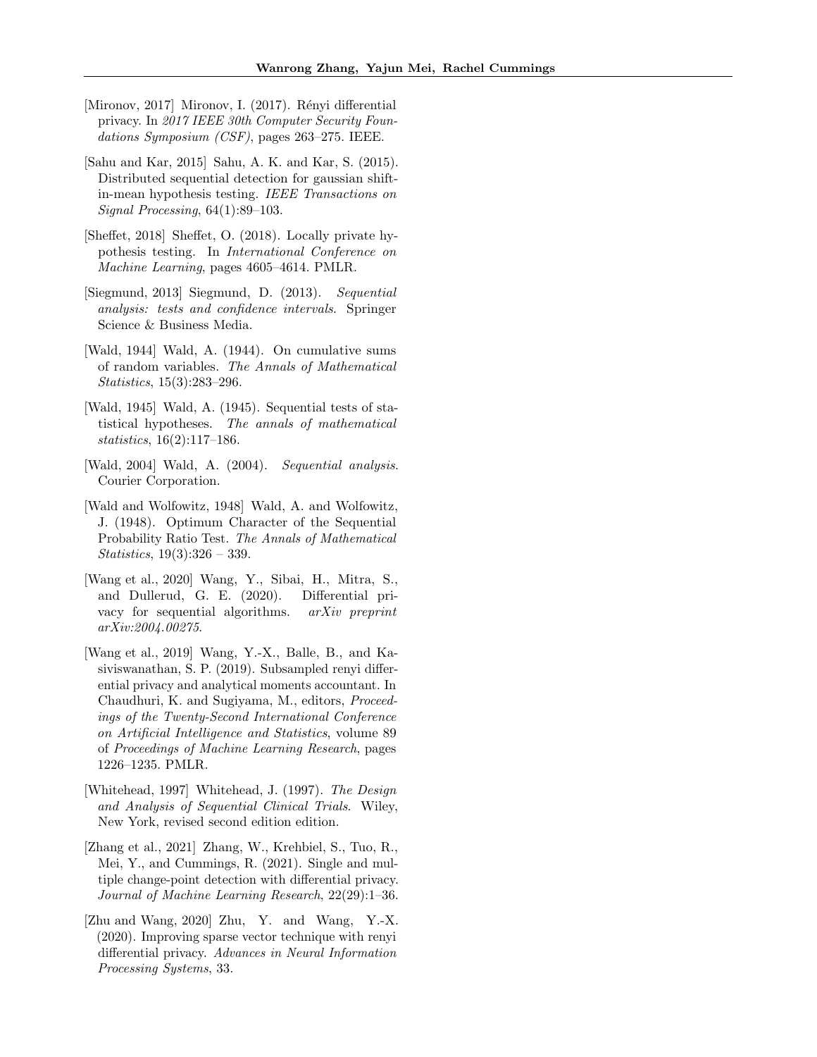[Mironov, 2017] Mironov, I. (2017). Rényi differential privacy. In *2017 IEEE 30th Computer Security Foundations Symposium (CSF)*, pages 263–275. IEEE.

[Sahu and Kar, 2015] Sahu, A. K. and Kar, S. (2015). Distributed sequential detection for gaussian shift-in-mean hypothesis testing. *IEEE Transactions on Signal Processing*, 64(1):89–103.

[Sheffet, 2018] Sheffet, O. (2018). Locally private hypothesis testing. In *International Conference on Machine Learning*, pages 4605–4614. PMLR.

[Siegmund, 2013] Siegmund, D. (2013). *Sequential analysis: tests and confidence intervals*. Springer Science & Business Media.

[Wald, 1944] Wald, A. (1944). On cumulative sums of random variables. *The Annals of Mathematical Statistics*, 15(3):283–296.

[Wald, 1945] Wald, A. (1945). Sequential tests of statistical hypotheses. *The annals of mathematical statistics*, 16(2):117–186.

[Wald, 2004] Wald, A. (2004). *Sequential analysis*. Courier Corporation.

[Wald and Wolfowitz, 1948] Wald, A. and Wolfowitz, J. (1948). Optimum Character of the Sequential Probability Ratio Test. *The Annals of Mathematical Statistics*, 19(3):326 – 339.

[Wang et al., 2020] Wang, Y., Sibai, H., Mitra, S., and Dullerud, G. E. (2020). Differential privacy for sequential algorithms. *arXiv preprint arXiv:2004.00275*.

[Wang et al., 2019] Wang, Y.-X., Balle, B., and Kasiviswanathan, S. P. (2019). Subsampled renyi differential privacy and analytical moments accountant. In Chaudhuri, K. and Sugiyama, M., editors, *Proceedings of the Twenty-Second International Conference on Artificial Intelligence and Statistics*, volume 89 of *Proceedings of Machine Learning Research*, pages 1226–1235. PMLR.

[Whitehead, 1997] Whitehead, J. (1997). *The Design and Analysis of Sequential Clinical Trials*. Wiley, New York, revised second edition edition.

[Zhang et al., 2021] Zhang, W., Krehbiel, S., Tuo, R., Mei, Y., and Cummings, R. (2021). Single and multiple change-point detection with differential privacy. *Journal of Machine Learning Research*, 22(29):1–36.

[Zhu and Wang, 2020] Zhu, Y. and Wang, Y.-X. (2020). Improving sparse vector technique with renyi differential privacy. *Advances in Neural Information Processing Systems*, 33.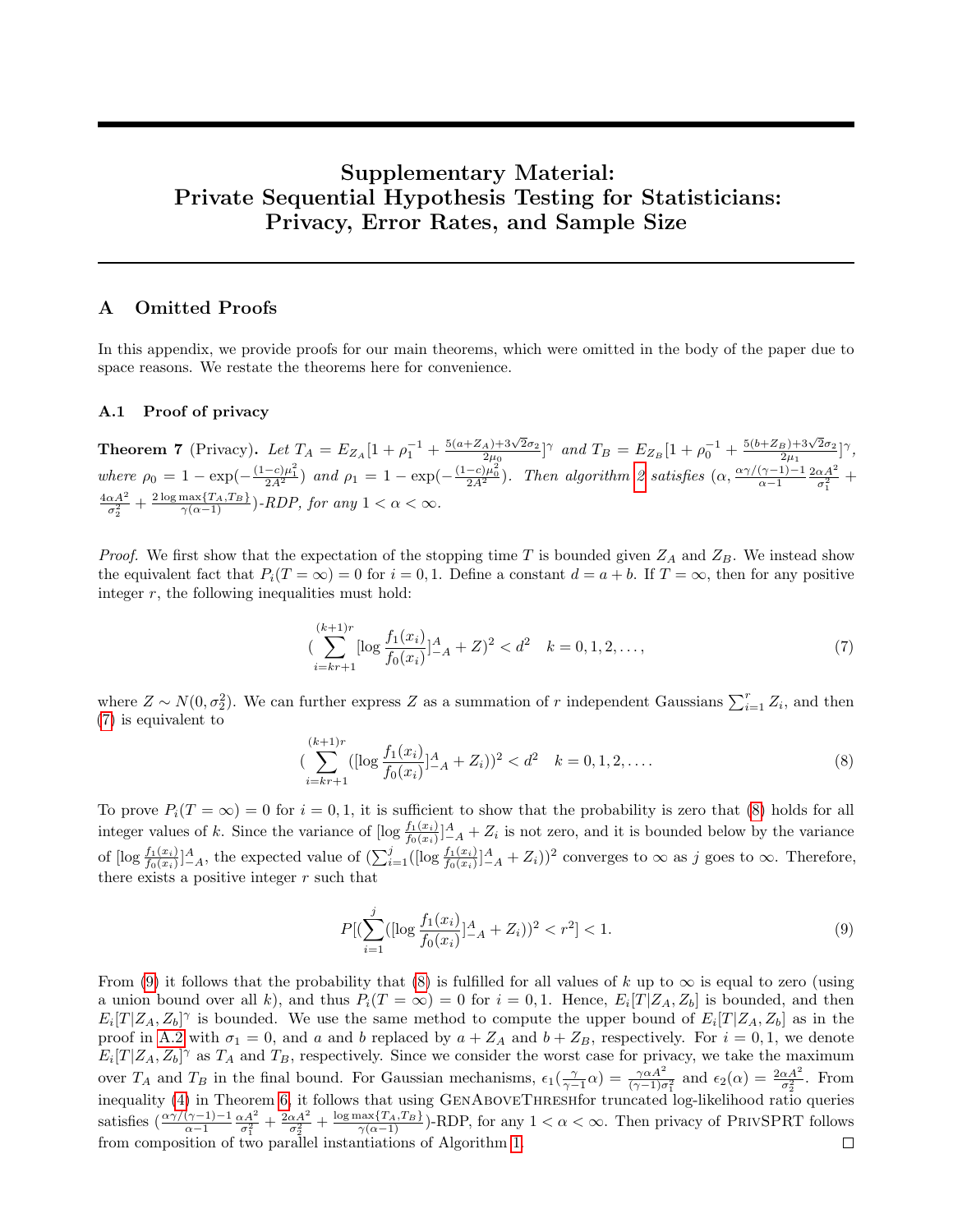# Supplementary Material: Private Sequential Hypothesis Testing for Statisticians: Privacy, Error Rates, and Sample Size

## A Omitted Proofs

In this appendix, we provide proofs for our main theorems, which were omitted in the body of the paper due to space reasons. We restate the theorems here for convenience.

### A.1 Proof of privacy

**Theorem 7** (Privacy)**.** *Let $T_A = E_{Z_A}[1 + \rho_1^{-1} + \frac{5(a+Z_A)+3\sqrt{2}\sigma_2}{2\mu_0}]^\gamma$ and $T_B = E_{Z_B}[1 + \rho_0^{-1} + \frac{5(b+Z_B)+3\sqrt{2}\sigma_2}{2\mu_1}]^\gamma$, where $\rho_0 = 1 - \exp(-\frac{(1-c)\mu_1^2}{2A^2})$ and $\rho_1 = 1 - \exp(-\frac{(1-c)\mu_0^2}{2A^2})$. Then algorithm 2 satisfies $(\alpha, \frac{\alpha\gamma/(\gamma-1)-1}{\alpha-1}\frac{2\alpha A^2}{\sigma_1^2} + \frac{4\alpha A^2}{\sigma_2^2} + \frac{2\log\max\{T_A,T_B\}}{\gamma(\alpha-1)})$-RDP, for any $1 < \alpha < \infty$.*

*Proof.* We first show that the expectation of the stopping time $T$ is bounded given $Z_A$ and $Z_B$. We instead show the equivalent fact that $P_i(T = \infty) = 0$ for $i = 0, 1$. Define a constant $d = a + b$. If $T = \infty$, then for any positive integer $r$, the following inequalities must hold:

$$(\sum_{i=kr+1}^{(k+1)r}[\log\frac{f_1(x_i)}{f_0(x_i)}]_{-A}^{A} + Z)^2 < d^2 \quad k = 0, 1, 2, \ldots, \tag{7}$$

where $Z \sim N(0, \sigma_2^2)$. We can further express $Z$ as a summation of $r$ independent Gaussians $\sum_{i=1}^{r} Z_i$, and then (7) is equivalent to

$$(\sum_{i=kr+1}^{(k+1)r}([\log\frac{f_1(x_i)}{f_0(x_i)}]_{-A}^{A} + Z_i))^2 < d^2 \quad k = 0, 1, 2, \ldots. \tag{8}$$

To prove $P_i(T = \infty) = 0$ for $i = 0, 1$, it is sufficient to show that the probability is zero that (8) holds for all integer values of $k$. Since the variance of $[\log\frac{f_1(x_i)}{f_0(x_i)}]_{-A}^{A} + Z_i$ is not zero, and it is bounded below by the variance of $[\log\frac{f_1(x_i)}{f_0(x_i)}]_{-A}^{A}$, the expected value of $(\sum_{i=1}^{j}([\log\frac{f_1(x_i)}{f_0(x_i)}]_{-A}^{A} + Z_i))^2$ converges to $\infty$ as $j$ goes to $\infty$. Therefore, there exists a positive integer $r$ such that

$$P[(\sum_{i=1}^{j}([\log\frac{f_1(x_i)}{f_0(x_i)}]_{-A}^{A} + Z_i))^2 < r^2] < 1. \tag{9}$$

From (9) it follows that the probability that (8) is fulfilled for all values of $k$ up to $\infty$ is equal to zero (using a union bound over all $k$), and thus $P_i(T = \infty) = 0$ for $i = 0, 1$. Hence, $E_i[T|Z_A, Z_b]$ is bounded, and then $E_i[T|Z_A, Z_b]^\gamma$ is bounded. We use the same method to compute the upper bound of $E_i[T|Z_A, Z_b]$ as in the proof in A.2 with $\sigma_1 = 0$, and $a$ and $b$ replaced by $a + Z_A$ and $b + Z_B$, respectively. For $i = 0, 1$, we denote $E_i[T|Z_A, Z_b]^\gamma$ as $T_A$ and $T_B$, respectively. Since we consider the worst case for privacy, we take the maximum over $T_A$ and $T_B$ in the final bound. For Gaussian mechanisms, $\epsilon_1(\frac{\gamma}{\gamma-1}\alpha) = \frac{\gamma\alpha A^2}{(\gamma-1)\sigma_1^2}$ and $\epsilon_2(\alpha) = \frac{2\alpha A^2}{\sigma_2^2}$. From inequality (4) in Theorem 6, it follows that using GenAboveThreshfor truncated log-likelihood ratio queries satisfies $(\frac{\alpha\gamma/(\gamma-1)-1}{\alpha-1}\frac{\alpha A^2}{\sigma_1^2} + \frac{2\alpha A^2}{\sigma_2^2} + \frac{\log\max\{T_A,T_B\}}{\gamma(\alpha-1)})$-RDP, for any $1 < \alpha < \infty$. Then privacy of PrivSPRT follows from composition of two parallel instantiations of Algorithm 1. □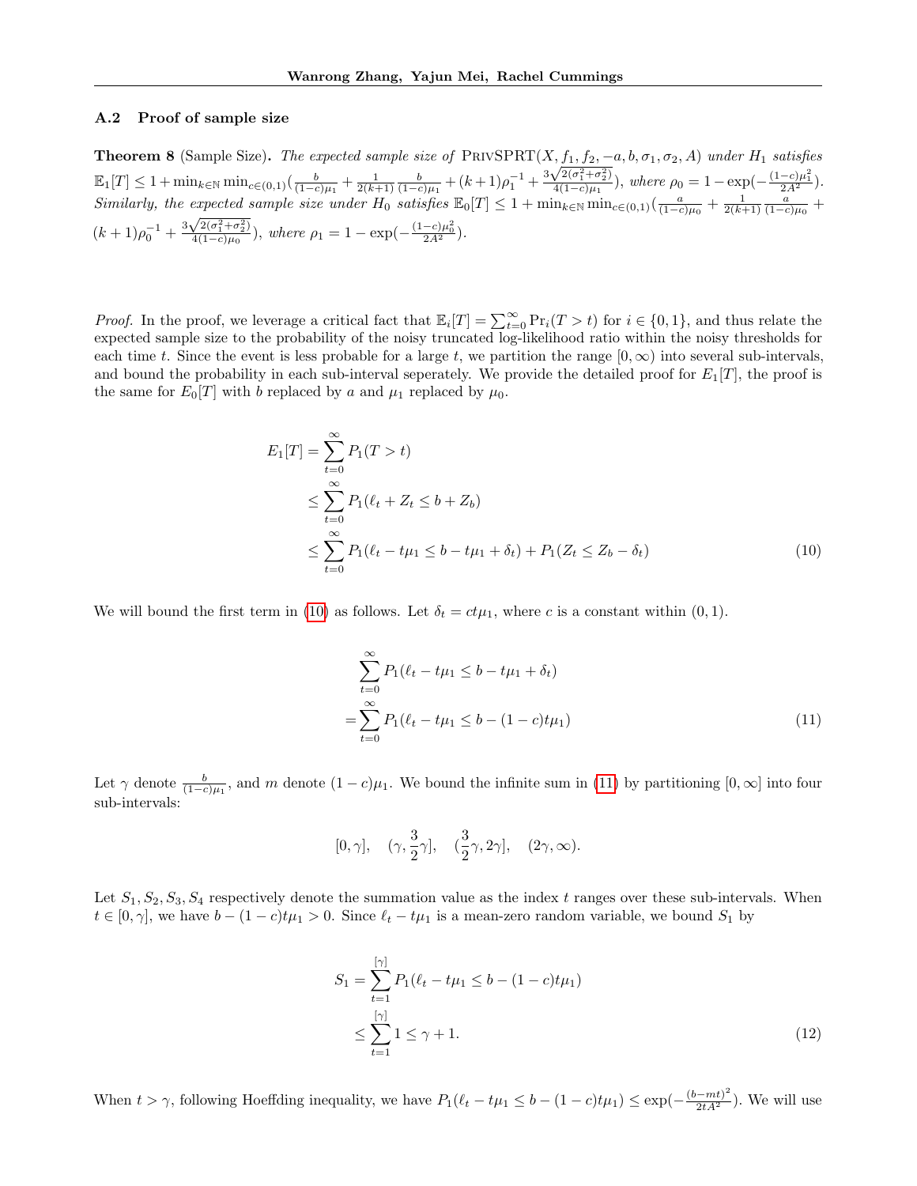### A.2 Proof of sample size

**Theorem 8** (Sample Size)**.** *The expected sample size of* PrivSPRT$(X, f_1, f_2, -a, b, \sigma_1, \sigma_2, A)$ *under* $H_1$ *satisfies* $\mathbb{E}_1[T] \leq 1 + \min_{k\in\mathbb{N}} \min_{c\in(0,1)}(\frac{b}{(1-c)\mu_1} + \frac{1}{2(k+1)}\frac{b}{(1-c)\mu_1} + (k+1)\rho_1^{-1} + \frac{3\sqrt{2(\sigma_1^2+\sigma_2^2)}}{4(1-c)\mu_1})$*, where* $\rho_0 = 1 - \exp(-\frac{(1-c)\mu_1^2}{2A^2})$*. Similarly, the expected sample size under* $H_0$ *satisfies* $\mathbb{E}_0[T] \leq 1 + \min_{k\in\mathbb{N}} \min_{c\in(0,1)}(\frac{a}{(1-c)\mu_0} + \frac{1}{2(k+1)}\frac{a}{(1-c)\mu_0} + (k+1)\rho_0^{-1} + \frac{3\sqrt{2(\sigma_1^2+\sigma_2^2)}}{4(1-c)\mu_0})$*, where* $\rho_1 = 1 - \exp(-\frac{(1-c)\mu_0^2}{2A^2})$.

*Proof.* In the proof, we leverage a critical fact that $\mathbb{E}_i[T] = \sum_{t=0}^{\infty}\Pr_i(T > t)$ for $i \in \{0, 1\}$, and thus relate the expected sample size to the probability of the noisy truncated log-likelihood ratio within the noisy thresholds for each time $t$. Since the event is less probable for a large $t$, we partition the range $[0, \infty)$ into several sub-intervals, and bound the probability in each sub-interval seperately. We provide the detailed proof for $E_1[T]$, the proof is the same for $E_0[T]$ with $b$ replaced by $a$ and $\mu_1$ replaced by $\mu_0$.

$$
\begin{aligned}
E_1[T] &= \sum_{t=0}^{\infty} P_1(T > t) \\
&\leq \sum_{t=0}^{\infty} P_1(\ell_t + Z_t \leq b + Z_b) \\
&\leq \sum_{t=0}^{\infty} P_1(\ell_t - t\mu_1 \leq b - t\mu_1 + \delta_t) + P_1(Z_t \leq Z_b - \delta_t) \qquad (10)
\end{aligned}
$$

We will bound the first term in (10) as follows. Let $\delta_t = ct\mu_1$, where $c$ is a constant within $(0, 1)$.

$$
\begin{aligned}
&\sum_{t=0}^{\infty} P_1(\ell_t - t\mu_1 \leq b - t\mu_1 + \delta_t) \\
=&\sum_{t=0}^{\infty} P_1(\ell_t - t\mu_1 \leq b - (1-c)t\mu_1) \qquad (11)
\end{aligned}
$$

Let $\gamma$ denote $\frac{b}{(1-c)\mu_1}$, and $m$ denote $(1-c)\mu_1$. We bound the infinite sum in (11) by partitioning $[0, \infty]$ into four sub-intervals:

$$
[0, \gamma], \quad (\gamma, \frac{3}{2}\gamma], \quad (\frac{3}{2}\gamma, 2\gamma], \quad (2\gamma, \infty).
$$

Let $S_1, S_2, S_3, S_4$ respectively denote the summation value as the index $t$ ranges over these sub-intervals. When $t \in [0, \gamma]$, we have $b - (1-c)t\mu_1 > 0$. Since $\ell_t - t\mu_1$ is a mean-zero random variable, we bound $S_1$ by

$$
\begin{aligned}
S_1 &= \sum_{t=1}^{\lceil\gamma\rceil} P_1(\ell_t - t\mu_1 \leq b - (1-c)t\mu_1) \\
&\leq \sum_{t=1}^{\lceil\gamma\rceil} 1 \leq \gamma + 1. \qquad (12)
\end{aligned}
$$

When $t > \gamma$, following Hoeffding inequality, we have $P_1(\ell_t - t\mu_1 \leq b - (1-c)t\mu_1) \leq \exp(-\frac{(b-mt)^2}{2tA^2})$. We will use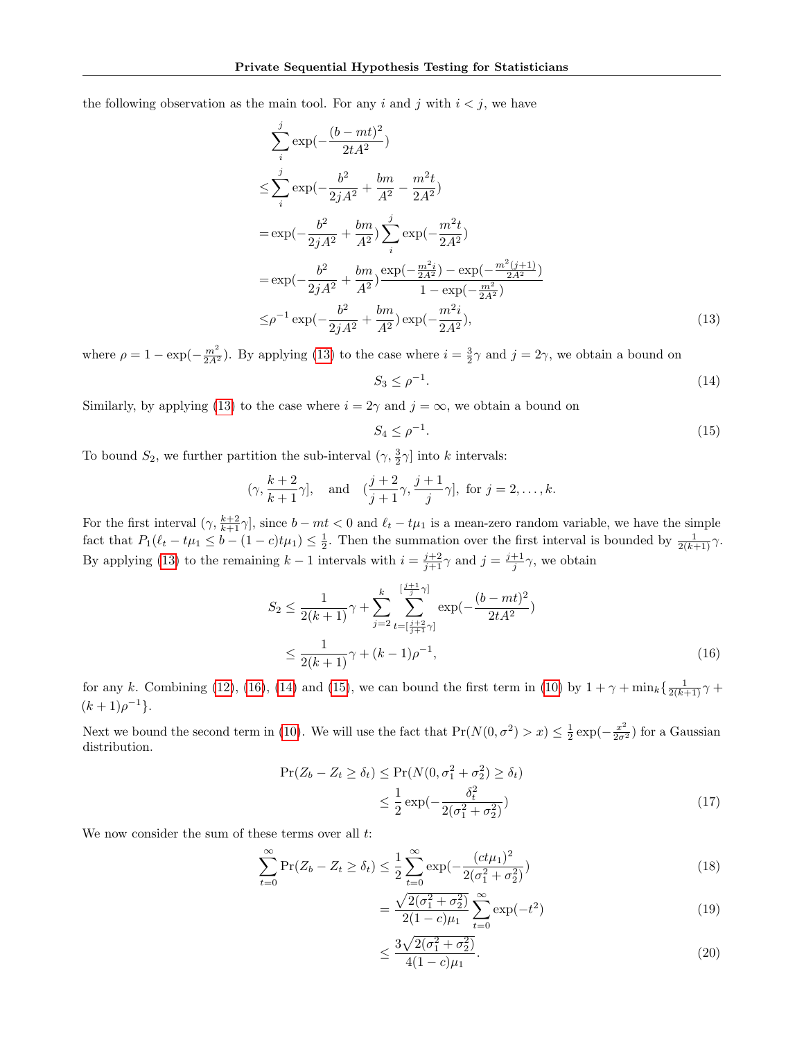the following observation as the main tool. For any $i$ and $j$ with $i < j$, we have

$$
\begin{aligned}
&\sum_{i}^{j} \exp(-\frac{(b-mt)^2}{2tA^2}) \\
\leq &\sum_{i}^{j} \exp(-\frac{b^2}{2jA^2} + \frac{bm}{A^2} - \frac{m^2 t}{2A^2}) \\
= &\exp(-\frac{b^2}{2jA^2} + \frac{bm}{A^2}) \sum_{i}^{j} \exp(-\frac{m^2 t}{2A^2}) \\
= &\exp(-\frac{b^2}{2jA^2} + \frac{bm}{A^2}) \frac{\exp(-\frac{m^2 i}{2A^2}) - \exp(-\frac{m^2(j+1)}{2A^2})}{1 - \exp(-\frac{m^2}{2A^2})} \\
\leq &\rho^{-1} \exp(-\frac{b^2}{2jA^2} + \frac{bm}{A^2}) \exp(-\frac{m^2 i}{2A^2}),
\end{aligned} \tag{13}
$$

where $\rho = 1 - \exp(-\frac{m^2}{2A^2})$. By applying (13) to the case where $i = \frac{3}{2}\gamma$ and $j = 2\gamma$, we obtain a bound on

$$
S_3 \leq \rho^{-1}. \tag{14}
$$

Similarly, by applying (13) to the case where $i = 2\gamma$ and $j = \infty$, we obtain a bound on

$$
S_4 \leq \rho^{-1}. \tag{15}
$$

To bound $S_2$, we further partition the sub-interval $(\gamma, \frac{3}{2}\gamma]$ into $k$ intervals:

$$
(\gamma, \frac{k+2}{k+1}\gamma], \quad \text{and} \quad (\frac{j+2}{j+1}\gamma, \frac{j+1}{j}\gamma], \text{ for } j = 2, \ldots, k.
$$

For the first interval $(\gamma, \frac{k+2}{k+1}\gamma]$, since $b - mt < 0$ and $\ell_t - t\mu_1$ is a mean-zero random variable, we have the simple fact that $P_1(\ell_t - t\mu_1 \leq b - (1-c)t\mu_1) \leq \frac{1}{2}$. Then the summation over the first interval is bounded by $\frac{1}{2(k+1)}\gamma$. By applying (13) to the remaining $k-1$ intervals with $i = \frac{j+2}{j+1}\gamma$ and $j = \frac{j+1}{j}\gamma$, we obtain

$$
\begin{aligned}
S_2 &\leq \frac{1}{2(k+1)}\gamma + \sum_{j=2}^{k} \sum_{t=[\frac{j+2}{j+1}\gamma]}^{[\frac{j+1}{j}\gamma]} \exp(-\frac{(b-mt)^2}{2tA^2}) \\
&\leq \frac{1}{2(k+1)}\gamma + (k-1)\rho^{-1},
\end{aligned} \tag{16}
$$

for any $k$. Combining (12), (16), (14) and (15), we can bound the first term in (10) by $1 + \gamma + \min_k\{\frac{1}{2(k+1)}\gamma + (k+1)\rho^{-1}\}$.

Next we bound the second term in (10). We will use the fact that $\Pr(N(0,\sigma^2) > x) \leq \frac{1}{2}\exp(-\frac{x^2}{2\sigma^2})$ for a Gaussian distribution.

$$
\begin{aligned}
\Pr(Z_b - Z_t \geq \delta_t) &\leq \Pr(N(0, \sigma_1^2 + \sigma_2^2) \geq \delta_t) \\
&\leq \frac{1}{2}\exp(-\frac{\delta_t^2}{2(\sigma_1^2 + \sigma_2^2)})
\end{aligned} \tag{17}
$$

We now consider the sum of these terms over all $t$:

$$
\sum_{t=0}^{\infty} \Pr(Z_b - Z_t \geq \delta_t) \leq \frac{1}{2}\sum_{t=0}^{\infty} \exp(-\frac{(ct\mu_1)^2}{2(\sigma_1^2 + \sigma_2^2)}) \tag{18}
$$

$$
= \frac{\sqrt{2(\sigma_1^2 + \sigma_2^2)}}{2(1-c)\mu_1} \sum_{t=0}^{\infty} \exp(-t^2) \tag{19}
$$

$$
\leq \frac{3\sqrt{2(\sigma_1^2 + \sigma_2^2)}}{4(1-c)\mu_1}. \tag{20}
$$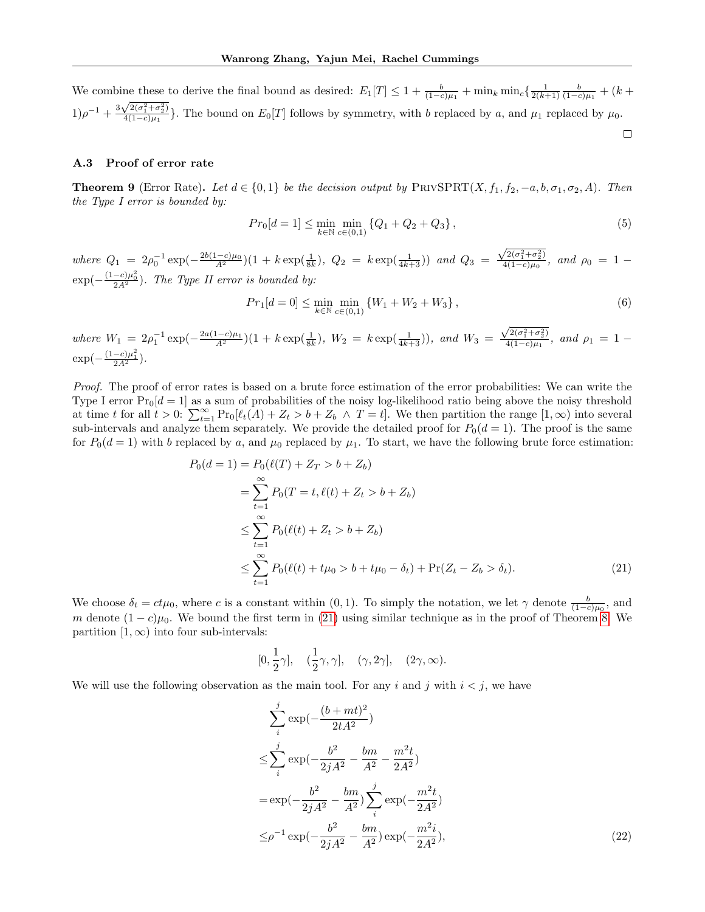We combine these to derive the final bound as desired: $E_1[T] \leq 1 + \frac{b}{(1-c)\mu_1} + \min_k \min_c \{ \frac{1}{2(k+1)} \frac{b}{(1-c)\mu_1} + (k+1)\rho^{-1} + \frac{3\sqrt{2(\sigma_1^2+\sigma_2^2)}}{4(1-c)\mu_1} \}$. The bound on $E_0[T]$ follows by symmetry, with $b$ replaced by $a$, and $\mu_1$ replaced by $\mu_0$.

□

### A.3 Proof of error rate

**Theorem 9** (Error Rate). *Let $d \in \{0,1\}$ be the decision output by* PrivSPRT$(X, f_1, f_2, -a, b, \sigma_1, \sigma_2, A)$*. Then the Type I error is bounded by:*

$$Pr_0[d=1] \leq \min_{k\in\mathbb{N}} \min_{c\in(0,1)} \{Q_1 + Q_2 + Q_3\}, \tag{5}$$

*where* $Q_1 = 2\rho_0^{-1}\exp(-\frac{2b(1-c)\mu_0}{A^2})(1 + k\exp(\frac{1}{8k}))$, $Q_2 = k\exp(\frac{1}{4k+3}))$ *and* $Q_3 = \frac{\sqrt{2(\sigma_1^2+\sigma_2^2)}}{4(1-c)\mu_0}$, *and* $\rho_0 = 1 - \exp(-\frac{(1-c)\mu_0^2}{2A^2})$. *The Type II error is bounded by:*

$$Pr_1[d=0] \leq \min_{k\in\mathbb{N}} \min_{c\in(0,1)} \{W_1 + W_2 + W_3\}, \tag{6}$$

*where* $W_1 = 2\rho_1^{-1}\exp(-\frac{2a(1-c)\mu_1}{A^2})(1 + k\exp(\frac{1}{8k}))$, $W_2 = k\exp(\frac{1}{4k+3}))$, *and* $W_3 = \frac{\sqrt{2(\sigma_1^2+\sigma_2^2)}}{4(1-c)\mu_1}$, *and* $\rho_1 = 1 - \exp(-\frac{(1-c)\mu_1^2}{2A^2})$.

*Proof.* The proof of error rates is based on a brute force estimation of the error probabilities: We can write the Type I error $\Pr_0[d=1]$ as a sum of probabilities of the noisy log-likelihood ratio being above the noisy threshold at time $t$ for all $t > 0$: $\sum_{t=1}^{\infty} \Pr_0[\ell_t(A) + Z_t > b + Z_b \wedge T = t]$. We then partition the range $[1, \infty)$ into several sub-intervals and analyze them separately. We provide the detailed proof for $P_0(d=1)$. The proof is the same for $P_0(d=1)$ with $b$ replaced by $a$, and $\mu_0$ replaced by $\mu_1$. To start, we have the following brute force estimation:

$$\begin{aligned}
P_0(d=1) &= P_0(\ell(T) + Z_T > b + Z_b) \\
&= \sum_{t=1}^{\infty} P_0(T=t, \ell(t) + Z_t > b + Z_b) \\
&\leq \sum_{t=1}^{\infty} P_0(\ell(t) + Z_t > b + Z_b) \\
&\leq \sum_{t=1}^{\infty} P_0(\ell(t) + t\mu_0 > b + t\mu_0 - \delta_t) + \Pr(Z_t - Z_b > \delta_t).
\end{aligned} \tag{21}$$

We choose $\delta_t = ct\mu_0$, where $c$ is a constant within $(0,1)$. To simply the notation, we let $\gamma$ denote $\frac{b}{(1-c)\mu_0}$, and $m$ denote $(1-c)\mu_0$. We bound the first term in (21) using similar technique as in the proof of Theorem 8. We partition $[1, \infty)$ into four sub-intervals:

$$[0, \frac{1}{2}\gamma], \quad (\frac{1}{2}\gamma, \gamma], \quad (\gamma, 2\gamma], \quad (2\gamma, \infty).$$

We will use the following observation as the main tool. For any $i$ and $j$ with $i < j$, we have

$$\begin{aligned}
&\sum_{i}^{j} \exp(-\frac{(b+mt)^2}{2tA^2}) \\
\leq &\sum_{i}^{j} \exp(-\frac{b^2}{2jA^2} - \frac{bm}{A^2} - \frac{m^2 t}{2A^2}) \\
= &\exp(-\frac{b^2}{2jA^2} - \frac{bm}{A^2}) \sum_{i}^{j} \exp(-\frac{m^2 t}{2A^2}) \\
\leq &\rho^{-1} \exp(-\frac{b^2}{2jA^2} - \frac{bm}{A^2}) \exp(-\frac{m^2 i}{2A^2}),
\end{aligned} \tag{22}$$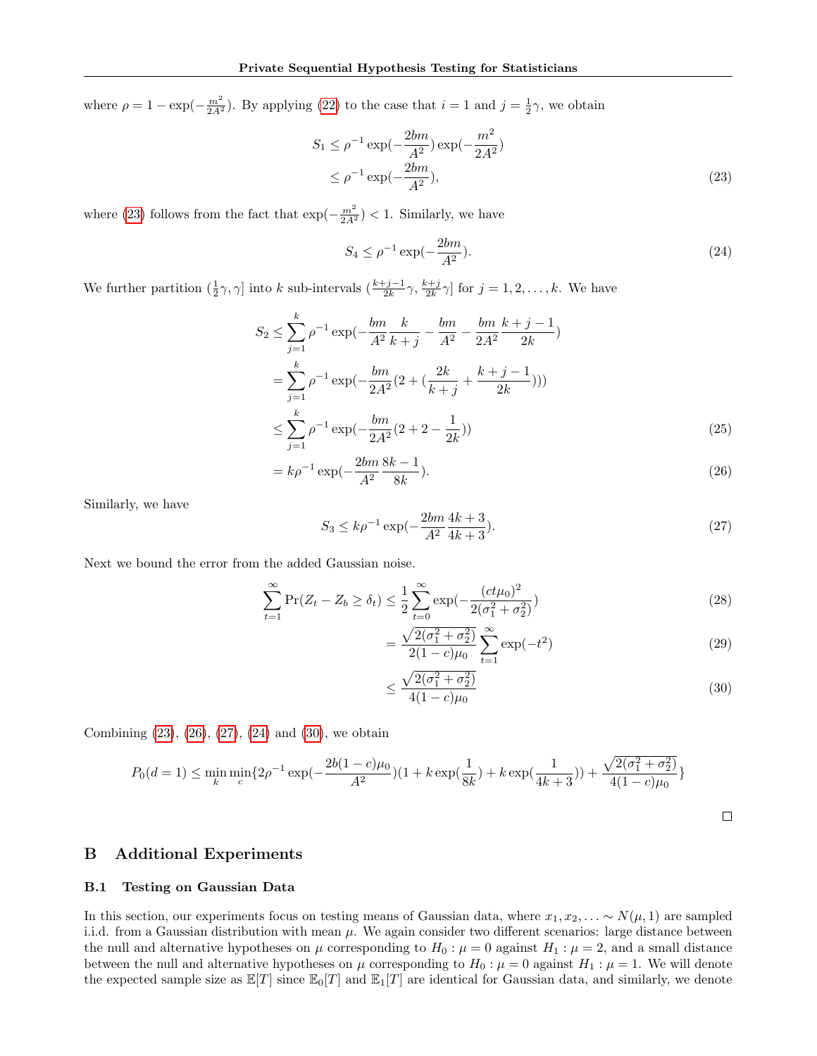where $\rho = 1 - \exp(-\frac{m^2}{2A^2})$. By applying (22) to the case that $i = 1$ and $j = \frac{1}{2}\gamma$, we obtain

$$
\begin{aligned}
S_1 &\leq \rho^{-1} \exp(-\frac{2bm}{A^2}) \exp(-\frac{m^2}{2A^2}) \\
&\leq \rho^{-1} \exp(-\frac{2bm}{A^2}), \qquad (23)
\end{aligned}
$$

where (23) follows from the fact that $\exp(-\frac{m^2}{2A^2}) < 1$. Similarly, we have

$$
S_4 \leq \rho^{-1} \exp(-\frac{2bm}{A^2}). \qquad (24)
$$

We further partition $(\frac{1}{2}\gamma, \gamma]$ into $k$ sub-intervals $(\frac{k+j-1}{2k}\gamma, \frac{k+j}{2k}\gamma]$ for $j = 1, 2, \ldots, k$. We have

$$
\begin{aligned}
S_2 &\leq \sum_{j=1}^{k} \rho^{-1} \exp(-\frac{bm}{A^2}\frac{k}{k+j} - \frac{bm}{A^2} - \frac{bm}{2A^2}\frac{k+j-1}{2k}) \\
&= \sum_{j=1}^{k} \rho^{-1} \exp(-\frac{bm}{2A^2}(2 + (\frac{2k}{k+j} + \frac{k+j-1}{2k}))) \\
&\leq \sum_{j=1}^{k} \rho^{-1} \exp(-\frac{bm}{2A^2}(2 + 2 - \frac{1}{2k})) \qquad (25) \\
&= k\rho^{-1} \exp(-\frac{2bm}{A^2}\frac{8k-1}{8k}). \qquad (26)
\end{aligned}
$$

Similarly, we have

$$
S_3 \leq k\rho^{-1} \exp(-\frac{2bm}{A^2}\frac{4k+3}{4k+3}). \qquad (27)
$$

Next we bound the error from the added Gaussian noise.

$$
\begin{aligned}
\sum_{t=1}^{\infty} \Pr(Z_t - Z_b \geq \delta_t) &\leq \frac{1}{2}\sum_{t=0}^{\infty} \exp(-\frac{(ct\mu_0)^2}{2(\sigma_1^2 + \sigma_2^2)}) \qquad (28) \\
&= \frac{\sqrt{2(\sigma_1^2 + \sigma_2^2)}}{2(1-c)\mu_0} \sum_{t=1}^{\infty} \exp(-t^2) \qquad (29) \\
&\leq \frac{\sqrt{2(\sigma_1^2 + \sigma_2^2)}}{4(1-c)\mu_0} \qquad (30)
\end{aligned}
$$

Combining (23), (26), (27), (24) and (30), we obtain

$$
P_0(d=1) \leq \min_k \min_c \{2\rho^{-1} \exp(-\frac{2b(1-c)\mu_0}{A^2})(1 + k\exp(\frac{1}{8k}) + k\exp(\frac{1}{4k+3})) + \frac{\sqrt{2(\sigma_1^2 + \sigma_2^2)}}{4(1-c)\mu_0}\}
$$

□

## B Additional Experiments

### B.1 Testing on Gaussian Data

In this section, our experiments focus on testing means of Gaussian data, where $x_1, x_2, \ldots \sim N(\mu, 1)$ are sampled i.i.d. from a Gaussian distribution with mean $\mu$. We again consider two different scenarios: large distance between the null and alternative hypotheses on $\mu$ corresponding to $H_0 : \mu = 0$ against $H_1 : \mu = 2$, and a small distance between the null and alternative hypotheses on $\mu$ corresponding to $H_0 : \mu = 0$ against $H_1 : \mu = 1$. We will denote the expected sample size as $\mathbb{E}[T]$ since $\mathbb{E}_0[T]$ and $\mathbb{E}_1[T]$ are identical for Gaussian data, and similarly, we denote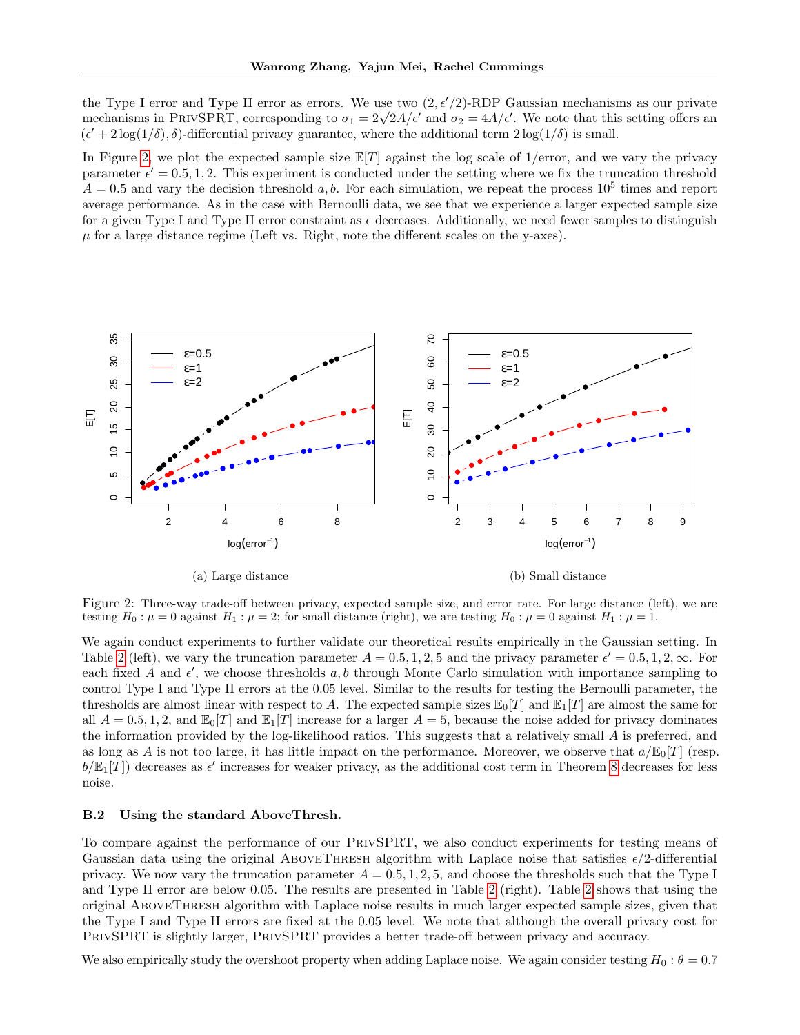the Type I error and Type II error as errors. We use two $(2, \epsilon'/2)$-RDP Gaussian mechanisms as our private mechanisms in PrivSPRT, corresponding to $\sigma_1 = 2\sqrt{2}A/\epsilon'$ and $\sigma_2 = 4A/\epsilon'$. We note that this setting offers an $(\epsilon' + 2\log(1/\delta), \delta)$-differential privacy guarantee, where the additional term $2\log(1/\delta)$ is small.

In Figure 2, we plot the expected sample size $\mathbb{E}[T]$ against the log scale of 1/error, and we vary the privacy parameter $\epsilon' = 0.5, 1, 2$. This experiment is conducted under the setting where we fix the truncation threshold $A = 0.5$ and vary the decision threshold $a, b$. For each simulation, we repeat the process $10^5$ times and report average performance. As in the case with Bernoulli data, we see that we experience a larger expected sample size for a given Type I and Type II error constraint as $\epsilon$ decreases. Additionally, we need fewer samples to distinguish $\mu$ for a large distance regime (Left vs. Right, note the different scales on the y-axes).

(a) Large distance

(b) Small distance

Figure 2: Three-way trade-off between privacy, expected sample size, and error rate. For large distance (left), we are testing $H_0 : \mu = 0$ against $H_1 : \mu = 2$; for small distance (right), we are testing $H_0 : \mu = 0$ against $H_1 : \mu = 1$.

We again conduct experiments to further validate our theoretical results empirically in the Gaussian setting. In Table 2 (left), we vary the truncation parameter $A = 0.5, 1, 2, 5$ and the privacy parameter $\epsilon' = 0.5, 1, 2, \infty$. For each fixed $A$ and $\epsilon'$, we choose thresholds $a, b$ through Monte Carlo simulation with importance sampling to control Type I and Type II errors at the 0.05 level. Similar to the results for testing the Bernoulli parameter, the thresholds are almost linear with respect to $A$. The expected sample sizes $\mathbb{E}_0[T]$ and $\mathbb{E}_1[T]$ are almost the same for all $A = 0.5, 1, 2$, and $\mathbb{E}_0[T]$ and $\mathbb{E}_1[T]$ increase for a larger $A = 5$, because the noise added for privacy dominates the information provided by the log-likelihood ratios. This suggests that a relatively small $A$ is preferred, and as long as $A$ is not too large, it has little impact on the performance. Moreover, we observe that $a/\mathbb{E}_0[T]$ (resp. $b/\mathbb{E}_1[T]$) decreases as $\epsilon'$ increases for weaker privacy, as the additional cost term in Theorem 8 decreases for less noise.

### B.2 Using the standard AboveThresh.

To compare against the performance of our PrivSPRT, we also conduct experiments for testing means of Gaussian data using the original AboveThresh algorithm with Laplace noise that satisfies $\epsilon/2$-differential privacy. We now vary the truncation parameter $A = 0.5, 1, 2, 5$, and choose the thresholds such that the Type I and Type II error are below 0.05. The results are presented in Table 2 (right). Table 2 shows that using the original AboveThresh algorithm with Laplace noise results in much larger expected sample sizes, given that the Type I and Type II errors are fixed at the 0.05 level. We note that although the overall privacy cost for PrivSPRT is slightly larger, PrivSPRT provides a better trade-off between privacy and accuracy.

We also empirically study the overshoot property when adding Laplace noise. We again consider testing $H_0 : \theta = 0.7$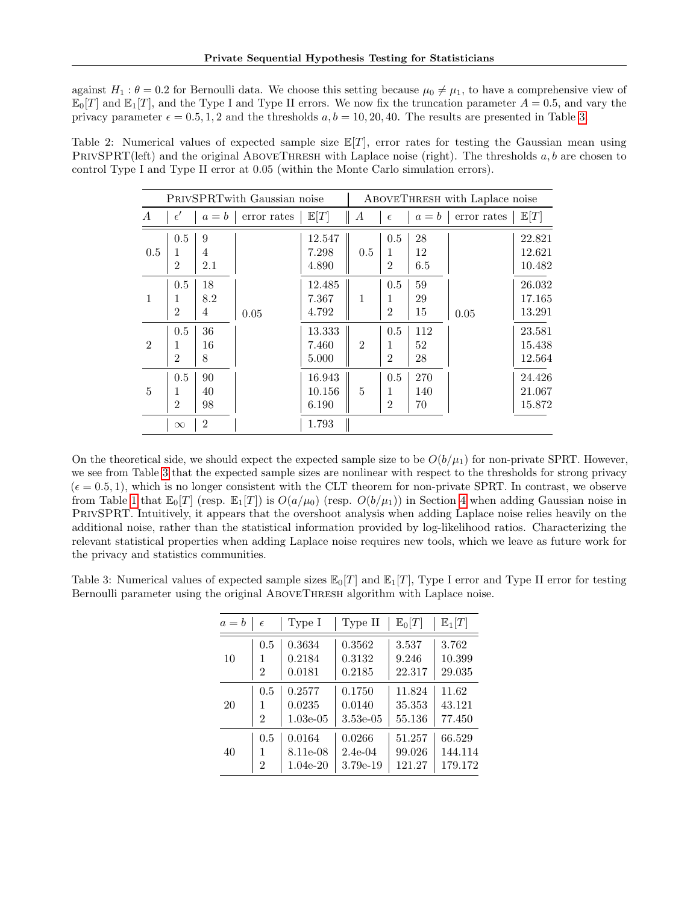against $H_1 : \theta = 0.2$ for Bernoulli data. We choose this setting because $\mu_0 \neq \mu_1$, to have a comprehensive view of $\mathbb{E}_0[T]$ and $\mathbb{E}_1[T]$, and the Type I and Type II errors. We now fix the truncation parameter $A = 0.5$, and vary the privacy parameter $\epsilon = 0.5, 1, 2$ and the thresholds $a, b = 10, 20, 40$. The results are presented in Table 3.

Table 2: Numerical values of expected sample size $\mathbb{E}[T]$, error rates for testing the Gaussian mean using PrivSPRT(left) and the original AboveThresh with Laplace noise (right). The thresholds $a, b$ are chosen to control Type I and Type II error at 0.05 (within the Monte Carlo simulation errors).

| PrivSPRT with Gaussian noise | | | | | AboveThresh with Laplace noise | | | | |
|---|---|---|---|---|---|---|---|---|---|
| $A$ | $\epsilon'$ | $a = b$ | error rates | $\mathbb{E}[T]$ | $A$ | $\epsilon$ | $a = b$ | error rates | $\mathbb{E}[T]$ |
| 0.5 | 0.5 | 9 | 0.05 | 12.547 | 0.5 | 0.5 | 28 | 0.05 | 22.821 |
| | 1 | 4 | | 7.298 | | 1 | 12 | | 12.621 |
| | 2 | 2.1 | | 4.890 | | 2 | 6.5 | | 10.482 |
| 1 | 0.5 | 18 | | 12.485 | 1 | 0.5 | 59 | | 26.032 |
| | 1 | 8.2 | | 7.367 | | 1 | 29 | | 17.165 |
| | 2 | 4 | | 4.792 | | 2 | 15 | | 13.291 |
| 2 | 0.5 | 36 | | 13.333 | 2 | 0.5 | 112 | | 23.581 |
| | 1 | 16 | | 7.460 | | 1 | 52 | | 15.438 |
| | 2 | 8 | | 5.000 | | 2 | 28 | | 12.564 |
| 5 | 0.5 | 90 | | 16.943 | 5 | 0.5 | 270 | | 24.426 |
| | 1 | 40 | | 10.156 | | 1 | 140 | | 21.067 |
| | 2 | 98 | | 6.190 | | 2 | 70 | | 15.872 |
| | $\infty$ | 2 | | 1.793 | | | | | |

On the theoretical side, we should expect the expected sample size to be $O(b/\mu_1)$ for non-private SPRT. However, we see from Table 3 that the expected sample sizes are nonlinear with respect to the thresholds for strong privacy ($\epsilon = 0.5, 1$), which is no longer consistent with the CLT theorem for non-private SPRT. In contrast, we observe from Table 1 that $\mathbb{E}_0[T]$ (resp. $\mathbb{E}_1[T]$) is $O(a/\mu_0)$ (resp. $O(b/\mu_1)$) in Section 4 when adding Gaussian noise in PrivSPRT. Intuitively, it appears that the overshoot analysis when adding Laplace noise relies heavily on the additional noise, rather than the statistical information provided by log-likelihood ratios. Characterizing the relevant statistical properties when adding Laplace noise requires new tools, which we leave as future work for the privacy and statistics communities.

Table 3: Numerical values of expected sample sizes $\mathbb{E}_0[T]$ and $\mathbb{E}_1[T]$, Type I error and Type II error for testing Bernoulli parameter using the original AboveThresh algorithm with Laplace noise.

| $a = b$ | $\epsilon$ | Type I | Type II | $\mathbb{E}_0[T]$ | $\mathbb{E}_1[T]$ |
|---|---|---|---|---|---|
| 10 | 0.5 | 0.3634 | 0.3562 | 3.537 | 3.762 |
| | 1 | 0.2184 | 0.3132 | 9.246 | 10.399 |
| | 2 | 0.0181 | 0.2185 | 22.317 | 29.035 |
| 20 | 0.5 | 0.2577 | 0.1750 | 11.824 | 11.62 |
| | 1 | 0.0235 | 0.0140 | 35.353 | 43.121 |
| | 2 | 1.03e-05 | 3.53e-05 | 55.136 | 77.450 |
| 40 | 0.5 | 0.0164 | 0.0266 | 51.257 | 66.529 |
| | 1 | 8.11e-08 | 2.4e-04 | 99.026 | 144.114 |
| | 2 | 1.04e-20 | 3.79e-19 | 121.27 | 179.172 |